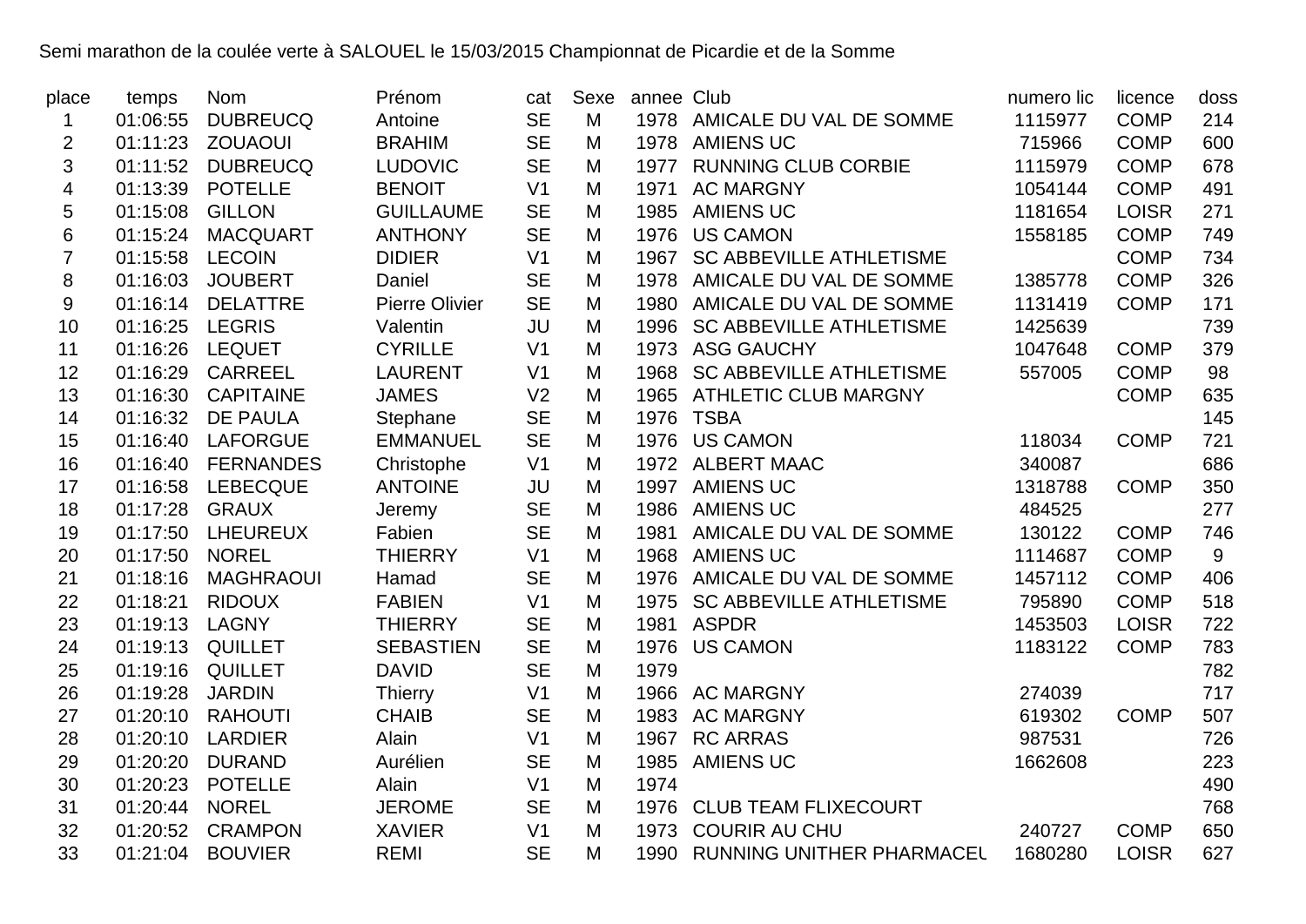Semi marathon de la coulée verte à SALOUEL le 15/03/2015 Championnat de Picardie et de la Somme

| place | temps | Nom | Prénom | cat | Sexe | annee | Club | numero lic | licence | doss |
|---|---|---|---|---|---|---|---|---|---|---|
| 1 | 01:06:55 | DUBREUCQ | Antoine | SE | M | 1978 | AMICALE DU VAL DE SOMME | 1115977 | COMP | 214 |
| 2 | 01:11:23 | ZOUAOUI | BRAHIM | SE | M | 1978 | AMIENS UC | 715966 | COMP | 600 |
| 3 | 01:11:52 | DUBREUCQ | LUDOVIC | SE | M | 1977 | RUNNING CLUB CORBIE | 1115979 | COMP | 678 |
| 4 | 01:13:39 | POTELLE | BENOIT | V1 | M | 1971 | AC MARGNY | 1054144 | COMP | 491 |
| 5 | 01:15:08 | GILLON | GUILLAUME | SE | M | 1985 | AMIENS UC | 1181654 | LOISR | 271 |
| 6 | 01:15:24 | MACQUART | ANTHONY | SE | M | 1976 | US CAMON | 1558185 | COMP | 749 |
| 7 | 01:15:58 | LECOIN | DIDIER | V1 | M | 1967 | SC ABBEVILLE ATHLETISME | | COMP | 734 |
| 8 | 01:16:03 | JOUBERT | Daniel | SE | M | 1978 | AMICALE DU VAL DE SOMME | 1385778 | COMP | 326 |
| 9 | 01:16:14 | DELATTRE | Pierre Olivier | SE | M | 1980 | AMICALE DU VAL DE SOMME | 1131419 | COMP | 171 |
| 10 | 01:16:25 | LEGRIS | Valentin | JU | M | 1996 | SC ABBEVILLE ATHLETISME | 1425639 | | 739 |
| 11 | 01:16:26 | LEQUET | CYRILLE | V1 | M | 1973 | ASG GAUCHY | 1047648 | COMP | 379 |
| 12 | 01:16:29 | CARREEL | LAURENT | V1 | M | 1968 | SC ABBEVILLE ATHLETISME | 557005 | COMP | 98 |
| 13 | 01:16:30 | CAPITAINE | JAMES | V2 | M | 1965 | ATHLETIC CLUB MARGNY | | COMP | 635 |
| 14 | 01:16:32 | DE PAULA | Stephane | SE | M | 1976 | TSBA | | | 145 |
| 15 | 01:16:40 | LAFORGUE | EMMANUEL | SE | M | 1976 | US CAMON | 118034 | COMP | 721 |
| 16 | 01:16:40 | FERNANDES | Christophe | V1 | M | 1972 | ALBERT MAAC | 340087 | | 686 |
| 17 | 01:16:58 | LEBECQUE | ANTOINE | JU | M | 1997 | AMIENS UC | 1318788 | COMP | 350 |
| 18 | 01:17:28 | GRAUX | Jeremy | SE | M | 1986 | AMIENS UC | 484525 | | 277 |
| 19 | 01:17:50 | LHEUREUX | Fabien | SE | M | 1981 | AMICALE DU VAL DE SOMME | 130122 | COMP | 746 |
| 20 | 01:17:50 | NOREL | THIERRY | V1 | M | 1968 | AMIENS UC | 1114687 | COMP | 9 |
| 21 | 01:18:16 | MAGHRAOUI | Hamad | SE | M | 1976 | AMICALE DU VAL DE SOMME | 1457112 | COMP | 406 |
| 22 | 01:18:21 | RIDOUX | FABIEN | V1 | M | 1975 | SC ABBEVILLE ATHLETISME | 795890 | COMP | 518 |
| 23 | 01:19:13 | LAGNY | THIERRY | SE | M | 1981 | ASPDR | 1453503 | LOISR | 722 |
| 24 | 01:19:13 | QUILLET | SEBASTIEN | SE | M | 1976 | US CAMON | 1183122 | COMP | 783 |
| 25 | 01:19:16 | QUILLET | DAVID | SE | M | 1979 | | | | 782 |
| 26 | 01:19:28 | JARDIN | Thierry | V1 | M | 1966 | AC MARGNY | 274039 | | 717 |
| 27 | 01:20:10 | RAHOUTI | CHAIB | SE | M | 1983 | AC MARGNY | 619302 | COMP | 507 |
| 28 | 01:20:10 | LARDIER | Alain | V1 | M | 1967 | RC ARRAS | 987531 | | 726 |
| 29 | 01:20:20 | DURAND | Aurélien | SE | M | 1985 | AMIENS UC | 1662608 | | 223 |
| 30 | 01:20:23 | POTELLE | Alain | V1 | M | 1974 | | | | 490 |
| 31 | 01:20:44 | NOREL | JEROME | SE | M | 1976 | CLUB TEAM FLIXECOURT | | | 768 |
| 32 | 01:20:52 | CRAMPON | XAVIER | V1 | M | 1973 | COURIR AU CHU | 240727 | COMP | 650 |
| 33 | 01:21:04 | BOUVIER | REMI | SE | M | 1990 | RUNNING UNITHER PHARMACEL | 1680280 | LOISR | 627 |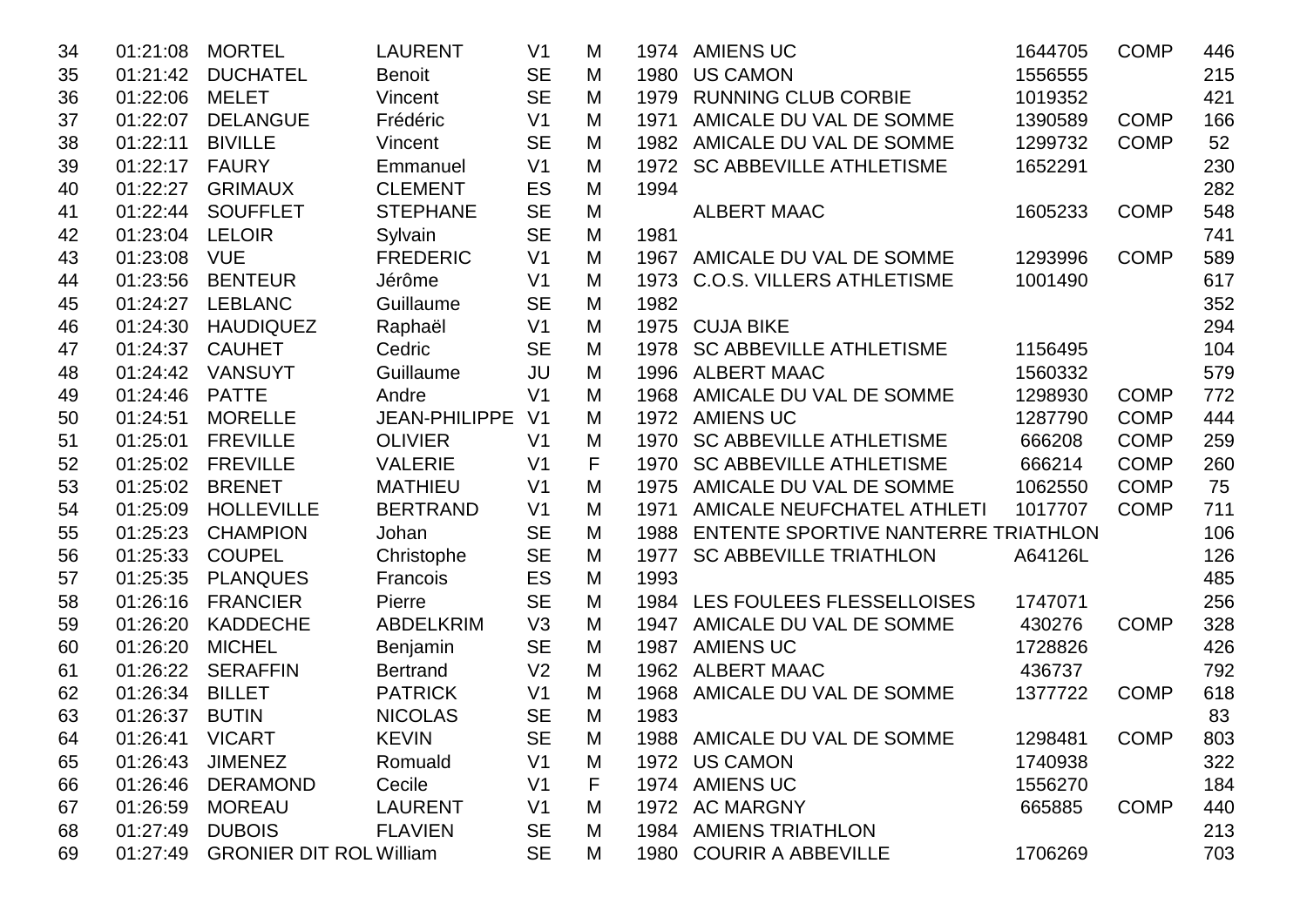| | | | | | | | | | | |
|---|---|---|---|---|---|---|---|---|---|---|
| 34 | 01:21:08 | MORTEL | LAURENT | V1 | M | 1974 | AMIENS UC | 1644705 | COMP | 446 |
| 35 | 01:21:42 | DUCHATEL | Benoit | SE | M | 1980 | US CAMON | 1556555 | | 215 |
| 36 | 01:22:06 | MELET | Vincent | SE | M | 1979 | RUNNING CLUB CORBIE | 1019352 | | 421 |
| 37 | 01:22:07 | DELANGUE | Frédéric | V1 | M | 1971 | AMICALE DU VAL DE SOMME | 1390589 | COMP | 166 |
| 38 | 01:22:11 | BIVILLE | Vincent | SE | M | 1982 | AMICALE DU VAL DE SOMME | 1299732 | COMP | 52 |
| 39 | 01:22:17 | FAURY | Emmanuel | V1 | M | 1972 | SC ABBEVILLE ATHLETISME | 1652291 | | 230 |
| 40 | 01:22:27 | GRIMAUX | CLEMENT | ES | M | 1994 | | | | 282 |
| 41 | 01:22:44 | SOUFFLET | STEPHANE | SE | M | | ALBERT MAAC | 1605233 | COMP | 548 |
| 42 | 01:23:04 | LELOIR | Sylvain | SE | M | 1981 | | | | 741 |
| 43 | 01:23:08 | VUE | FREDERIC | V1 | M | 1967 | AMICALE DU VAL DE SOMME | 1293996 | COMP | 589 |
| 44 | 01:23:56 | BENTEUR | Jérôme | V1 | M | 1973 | C.O.S. VILLERS ATHLETISME | 1001490 | | 617 |
| 45 | 01:24:27 | LEBLANC | Guillaume | SE | M | 1982 | | | | 352 |
| 46 | 01:24:30 | HAUDIQUEZ | Raphaël | V1 | M | 1975 | CUJA BIKE | | | 294 |
| 47 | 01:24:37 | CAUHET | Cedric | SE | M | 1978 | SC ABBEVILLE ATHLETISME | 1156495 | | 104 |
| 48 | 01:24:42 | VANSUYT | Guillaume | JU | M | 1996 | ALBERT MAAC | 1560332 | | 579 |
| 49 | 01:24:46 | PATTE | Andre | V1 | M | 1968 | AMICALE DU VAL DE SOMME | 1298930 | COMP | 772 |
| 50 | 01:24:51 | MORELLE | JEAN-PHILIPPE | V1 | M | 1972 | AMIENS UC | 1287790 | COMP | 444 |
| 51 | 01:25:01 | FREVILLE | OLIVIER | V1 | M | 1970 | SC ABBEVILLE ATHLETISME | 666208 | COMP | 259 |
| 52 | 01:25:02 | FREVILLE | VALERIE | V1 | F | 1970 | SC ABBEVILLE ATHLETISME | 666214 | COMP | 260 |
| 53 | 01:25:02 | BRENET | MATHIEU | V1 | M | 1975 | AMICALE DU VAL DE SOMME | 1062550 | COMP | 75 |
| 54 | 01:25:09 | HOLLEVILLE | BERTRAND | V1 | M | 1971 | AMICALE NEUFCHATEL ATHLETI | 1017707 | COMP | 711 |
| 55 | 01:25:23 | CHAMPION | Johan | SE | M | 1988 | ENTENTE SPORTIVE NANTERRE TRIATHLON | | | 106 |
| 56 | 01:25:33 | COUPEL | Christophe | SE | M | 1977 | SC ABBEVILLE TRIATHLON | A64126L | | 126 |
| 57 | 01:25:35 | PLANQUES | Francois | ES | M | 1993 | | | | 485 |
| 58 | 01:26:16 | FRANCIER | Pierre | SE | M | 1984 | LES FOULEES FLESSELLOISES | 1747071 | | 256 |
| 59 | 01:26:20 | KADDECHE | ABDELKRIM | V3 | M | 1947 | AMICALE DU VAL DE SOMME | 430276 | COMP | 328 |
| 60 | 01:26:20 | MICHEL | Benjamin | SE | M | 1987 | AMIENS UC | 1728826 | | 426 |
| 61 | 01:26:22 | SERAFFIN | Bertrand | V2 | M | 1962 | ALBERT MAAC | 436737 | | 792 |
| 62 | 01:26:34 | BILLET | PATRICK | V1 | M | 1968 | AMICALE DU VAL DE SOMME | 1377722 | COMP | 618 |
| 63 | 01:26:37 | BUTIN | NICOLAS | SE | M | 1983 | | | | 83 |
| 64 | 01:26:41 | VICART | KEVIN | SE | M | 1988 | AMICALE DU VAL DE SOMME | 1298481 | COMP | 803 |
| 65 | 01:26:43 | JIMENEZ | Romuald | V1 | M | 1972 | US CAMON | 1740938 | | 322 |
| 66 | 01:26:46 | DERAMOND | Cecile | V1 | F | 1974 | AMIENS UC | 1556270 | | 184 |
| 67 | 01:26:59 | MOREAU | LAURENT | V1 | M | 1972 | AC MARGNY | 665885 | COMP | 440 |
| 68 | 01:27:49 | DUBOIS | FLAVIEN | SE | M | 1984 | AMIENS TRIATHLON | | | 213 |
| 69 | 01:27:49 | GRONIER DIT ROL | William | SE | M | 1980 | COURIR A ABBEVILLE | 1706269 | | 703 |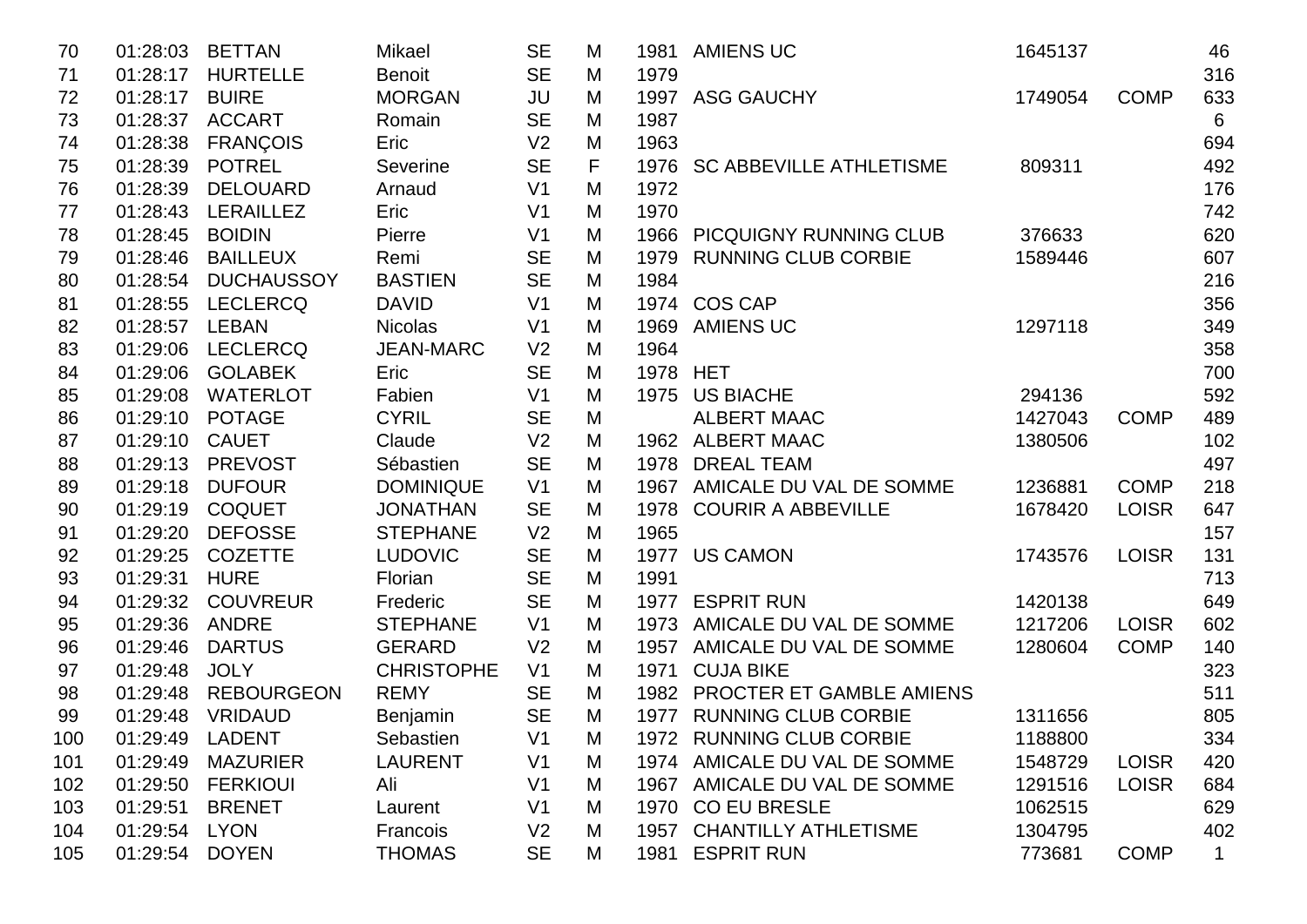| | | | | | | | | | | |
|---|---|---|---|---|---|---|---|---|---|---|
| 70 | 01:28:03 | BETTAN | Mikael | SE | M | 1981 | AMIENS UC | 1645137 | | 46 |
| 71 | 01:28:17 | HURTELLE | Benoit | SE | M | 1979 | | | | 316 |
| 72 | 01:28:17 | BUIRE | MORGAN | JU | M | 1997 | ASG GAUCHY | 1749054 | COMP | 633 |
| 73 | 01:28:37 | ACCART | Romain | SE | M | 1987 | | | | 6 |
| 74 | 01:28:38 | FRANÇOIS | Eric | V2 | M | 1963 | | | | 694 |
| 75 | 01:28:39 | POTREL | Severine | SE | F | 1976 | SC ABBEVILLE ATHLETISME | 809311 | | 492 |
| 76 | 01:28:39 | DELOUARD | Arnaud | V1 | M | 1972 | | | | 176 |
| 77 | 01:28:43 | LERAILLEZ | Eric | V1 | M | 1970 | | | | 742 |
| 78 | 01:28:45 | BOIDIN | Pierre | V1 | M | 1966 | PICQUIGNY RUNNING CLUB | 376633 | | 620 |
| 79 | 01:28:46 | BAILLEUX | Remi | SE | M | 1979 | RUNNING CLUB CORBIE | 1589446 | | 607 |
| 80 | 01:28:54 | DUCHAUSSOY | BASTIEN | SE | M | 1984 | | | | 216 |
| 81 | 01:28:55 | LECLERCQ | DAVID | V1 | M | 1974 | COS CAP | | | 356 |
| 82 | 01:28:57 | LEBAN | Nicolas | V1 | M | 1969 | AMIENS UC | 1297118 | | 349 |
| 83 | 01:29:06 | LECLERCQ | JEAN-MARC | V2 | M | 1964 | | | | 358 |
| 84 | 01:29:06 | GOLABEK | Eric | SE | M | 1978 | HET | | | 700 |
| 85 | 01:29:08 | WATERLOT | Fabien | V1 | M | 1975 | US BIACHE | 294136 | | 592 |
| 86 | 01:29:10 | POTAGE | CYRIL | SE | M | | ALBERT MAAC | 1427043 | COMP | 489 |
| 87 | 01:29:10 | CAUET | Claude | V2 | M | 1962 | ALBERT MAAC | 1380506 | | 102 |
| 88 | 01:29:13 | PREVOST | Sébastien | SE | M | 1978 | DREAL TEAM | | | 497 |
| 89 | 01:29:18 | DUFOUR | DOMINIQUE | V1 | M | 1967 | AMICALE DU VAL DE SOMME | 1236881 | COMP | 218 |
| 90 | 01:29:19 | COQUET | JONATHAN | SE | M | 1978 | COURIR A ABBEVILLE | 1678420 | LOISR | 647 |
| 91 | 01:29:20 | DEFOSSE | STEPHANE | V2 | M | 1965 | | | | 157 |
| 92 | 01:29:25 | COZETTE | LUDOVIC | SE | M | 1977 | US CAMON | 1743576 | LOISR | 131 |
| 93 | 01:29:31 | HURE | Florian | SE | M | 1991 | | | | 713 |
| 94 | 01:29:32 | COUVREUR | Frederic | SE | M | 1977 | ESPRIT RUN | 1420138 | | 649 |
| 95 | 01:29:36 | ANDRE | STEPHANE | V1 | M | 1973 | AMICALE DU VAL DE SOMME | 1217206 | LOISR | 602 |
| 96 | 01:29:46 | DARTUS | GERARD | V2 | M | 1957 | AMICALE DU VAL DE SOMME | 1280604 | COMP | 140 |
| 97 | 01:29:48 | JOLY | CHRISTOPHE | V1 | M | 1971 | CUJA BIKE | | | 323 |
| 98 | 01:29:48 | REBOURGEON | REMY | SE | M | 1982 | PROCTER ET GAMBLE AMIENS | | | 511 |
| 99 | 01:29:48 | VRIDAUD | Benjamin | SE | M | 1977 | RUNNING CLUB CORBIE | 1311656 | | 805 |
| 100 | 01:29:49 | LADENT | Sebastien | V1 | M | 1972 | RUNNING CLUB CORBIE | 1188800 | | 334 |
| 101 | 01:29:49 | MAZURIER | LAURENT | V1 | M | 1974 | AMICALE DU VAL DE SOMME | 1548729 | LOISR | 420 |
| 102 | 01:29:50 | FERKIOUI | Ali | V1 | M | 1967 | AMICALE DU VAL DE SOMME | 1291516 | LOISR | 684 |
| 103 | 01:29:51 | BRENET | Laurent | V1 | M | 1970 | CO EU BRESLE | 1062515 | | 629 |
| 104 | 01:29:54 | LYON | Francois | V2 | M | 1957 | CHANTILLY ATHLETISME | 1304795 | | 402 |
| 105 | 01:29:54 | DOYEN | THOMAS | SE | M | 1981 | ESPRIT RUN | 773681 | COMP | 1 |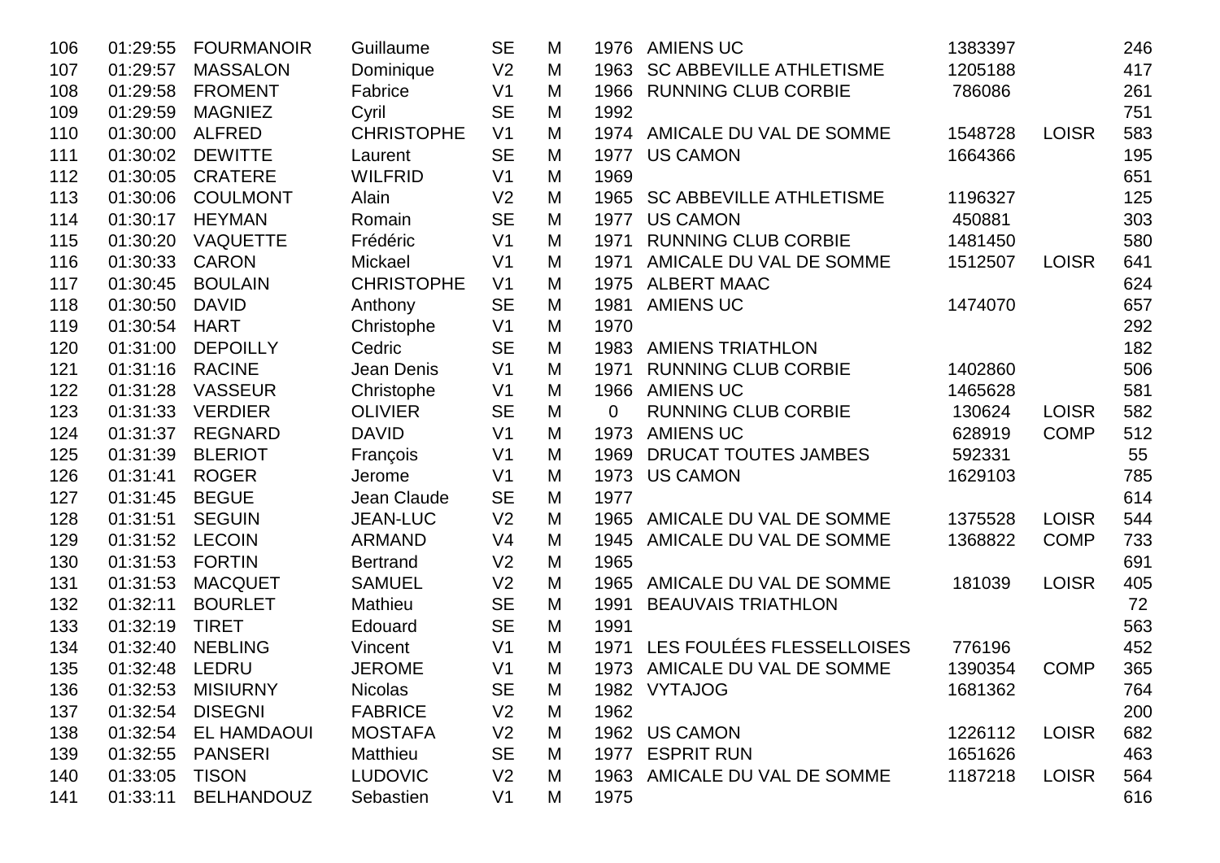| | | | | | | | | | | |
|---|---|---|---|---|---|---|---|---|---|---|
| 106 | 01:29:55 | FOURMANOIR | Guillaume | SE | M | 1976 | AMIENS UC | 1383397 | | 246 |
| 107 | 01:29:57 | MASSALON | Dominique | V2 | M | 1963 | SC ABBEVILLE ATHLETISME | 1205188 | | 417 |
| 108 | 01:29:58 | FROMENT | Fabrice | V1 | M | 1966 | RUNNING CLUB CORBIE | 786086 | | 261 |
| 109 | 01:29:59 | MAGNIEZ | Cyril | SE | M | 1992 | | | | 751 |
| 110 | 01:30:00 | ALFRED | CHRISTOPHE | V1 | M | 1974 | AMICALE DU VAL DE SOMME | 1548728 | LOISR | 583 |
| 111 | 01:30:02 | DEWITTE | Laurent | SE | M | 1977 | US CAMON | 1664366 | | 195 |
| 112 | 01:30:05 | CRATERE | WILFRID | V1 | M | 1969 | | | | 651 |
| 113 | 01:30:06 | COULMONT | Alain | V2 | M | 1965 | SC ABBEVILLE ATHLETISME | 1196327 | | 125 |
| 114 | 01:30:17 | HEYMAN | Romain | SE | M | 1977 | US CAMON | 450881 | | 303 |
| 115 | 01:30:20 | VAQUETTE | Frédéric | V1 | M | 1971 | RUNNING CLUB CORBIE | 1481450 | | 580 |
| 116 | 01:30:33 | CARON | Mickael | V1 | M | 1971 | AMICALE DU VAL DE SOMME | 1512507 | LOISR | 641 |
| 117 | 01:30:45 | BOULAIN | CHRISTOPHE | V1 | M | 1975 | ALBERT MAAC | | | 624 |
| 118 | 01:30:50 | DAVID | Anthony | SE | M | 1981 | AMIENS UC | 1474070 | | 657 |
| 119 | 01:30:54 | HART | Christophe | V1 | M | 1970 | | | | 292 |
| 120 | 01:31:00 | DEPOILLY | Cedric | SE | M | 1983 | AMIENS TRIATHLON | | | 182 |
| 121 | 01:31:16 | RACINE | Jean Denis | V1 | M | 1971 | RUNNING CLUB CORBIE | 1402860 | | 506 |
| 122 | 01:31:28 | VASSEUR | Christophe | V1 | M | 1966 | AMIENS UC | 1465628 | | 581 |
| 123 | 01:31:33 | VERDIER | OLIVIER | SE | M | 0 | RUNNING CLUB CORBIE | 130624 | LOISR | 582 |
| 124 | 01:31:37 | REGNARD | DAVID | V1 | M | 1973 | AMIENS UC | 628919 | COMP | 512 |
| 125 | 01:31:39 | BLERIOT | François | V1 | M | 1969 | DRUCAT TOUTES JAMBES | 592331 | | 55 |
| 126 | 01:31:41 | ROGER | Jerome | V1 | M | 1973 | US CAMON | 1629103 | | 785 |
| 127 | 01:31:45 | BEGUE | Jean Claude | SE | M | 1977 | | | | 614 |
| 128 | 01:31:51 | SEGUIN | JEAN-LUC | V2 | M | 1965 | AMICALE DU VAL DE SOMME | 1375528 | LOISR | 544 |
| 129 | 01:31:52 | LECOIN | ARMAND | V4 | M | 1945 | AMICALE DU VAL DE SOMME | 1368822 | COMP | 733 |
| 130 | 01:31:53 | FORTIN | Bertrand | V2 | M | 1965 | | | | 691 |
| 131 | 01:31:53 | MACQUET | SAMUEL | V2 | M | 1965 | AMICALE DU VAL DE SOMME | 181039 | LOISR | 405 |
| 132 | 01:32:11 | BOURLET | Mathieu | SE | M | 1991 | BEAUVAIS TRIATHLON | | | 72 |
| 133 | 01:32:19 | TIRET | Edouard | SE | M | 1991 | | | | 563 |
| 134 | 01:32:40 | NEBLING | Vincent | V1 | M | 1971 | LES FOULÉES FLESSELLOISES | 776196 | | 452 |
| 135 | 01:32:48 | LEDRU | JEROME | V1 | M | 1973 | AMICALE DU VAL DE SOMME | 1390354 | COMP | 365 |
| 136 | 01:32:53 | MISIURNY | Nicolas | SE | M | 1982 | VYTAJOG | 1681362 | | 764 |
| 137 | 01:32:54 | DISEGNI | FABRICE | V2 | M | 1962 | | | | 200 |
| 138 | 01:32:54 | EL HAMDAOUI | MOSTAFA | V2 | M | 1962 | US CAMON | 1226112 | LOISR | 682 |
| 139 | 01:32:55 | PANSERI | Matthieu | SE | M | 1977 | ESPRIT RUN | 1651626 | | 463 |
| 140 | 01:33:05 | TISON | LUDOVIC | V2 | M | 1963 | AMICALE DU VAL DE SOMME | 1187218 | LOISR | 564 |
| 141 | 01:33:11 | BELHANDOUZ | Sebastien | V1 | M | 1975 | | | | 616 |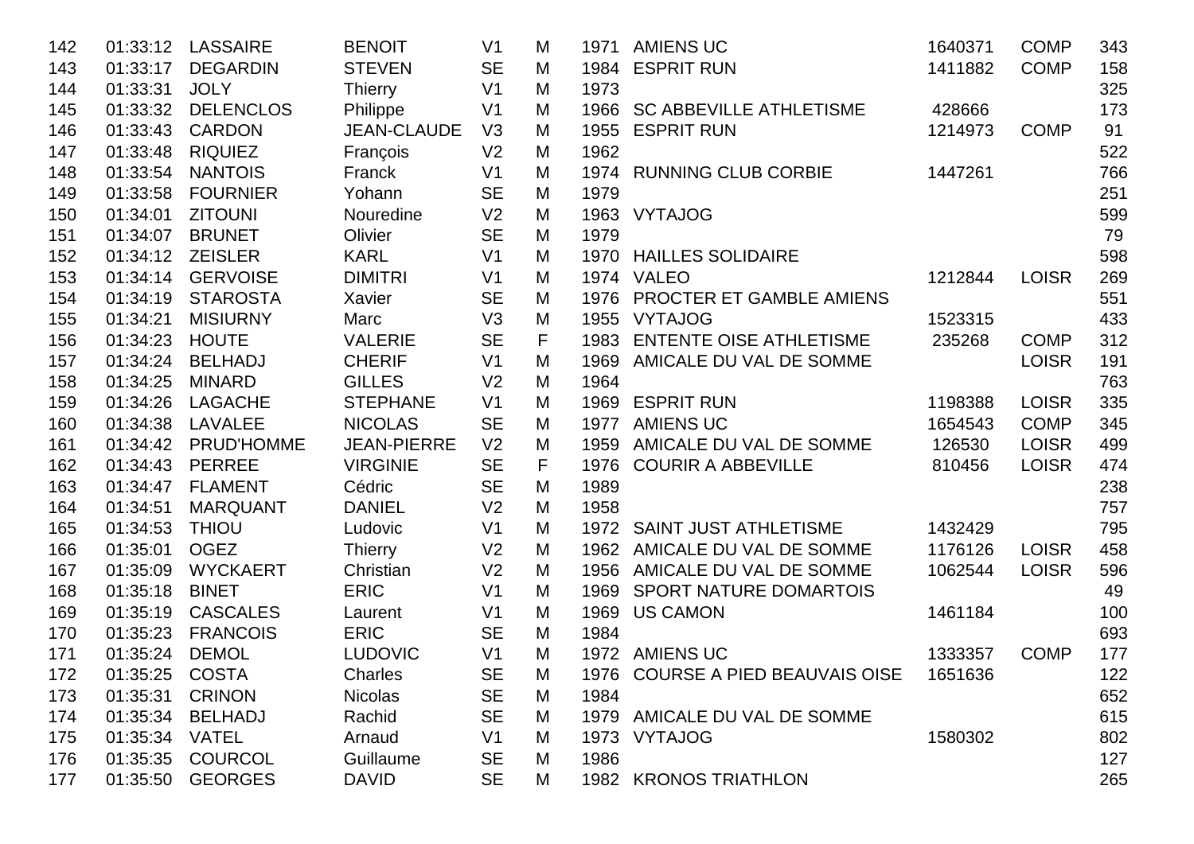| | | | | | | | | | | |
|---|---|---|---|---|---|---|---|---|---|---|
| 142 | 01:33:12 | LASSAIRE | BENOIT | V1 | M | 1971 | AMIENS UC | 1640371 | COMP | 343 |
| 143 | 01:33:17 | DEGARDIN | STEVEN | SE | M | 1984 | ESPRIT RUN | 1411882 | COMP | 158 |
| 144 | 01:33:31 | JOLY | Thierry | V1 | M | 1973 | | | | 325 |
| 145 | 01:33:32 | DELENCLOS | Philippe | V1 | M | 1966 | SC ABBEVILLE ATHLETISME | 428666 | | 173 |
| 146 | 01:33:43 | CARDON | JEAN-CLAUDE | V3 | M | 1955 | ESPRIT RUN | 1214973 | COMP | 91 |
| 147 | 01:33:48 | RIQUIEZ | François | V2 | M | 1962 | | | | 522 |
| 148 | 01:33:54 | NANTOIS | Franck | V1 | M | 1974 | RUNNING CLUB CORBIE | 1447261 | | 766 |
| 149 | 01:33:58 | FOURNIER | Yohann | SE | M | 1979 | | | | 251 |
| 150 | 01:34:01 | ZITOUNI | Nouredine | V2 | M | 1963 | VYTAJOG | | | 599 |
| 151 | 01:34:07 | BRUNET | Olivier | SE | M | 1979 | | | | 79 |
| 152 | 01:34:12 | ZEISLER | KARL | V1 | M | 1970 | HAILLES SOLIDAIRE | | | 598 |
| 153 | 01:34:14 | GERVOISE | DIMITRI | V1 | M | 1974 | VALEO | 1212844 | LOISR | 269 |
| 154 | 01:34:19 | STAROSTA | Xavier | SE | M | 1976 | PROCTER ET GAMBLE AMIENS | | | 551 |
| 155 | 01:34:21 | MISIURNY | Marc | V3 | M | 1955 | VYTAJOG | 1523315 | | 433 |
| 156 | 01:34:23 | HOUTE | VALERIE | SE | F | 1983 | ENTENTE OISE ATHLETISME | 235268 | COMP | 312 |
| 157 | 01:34:24 | BELHADJ | CHERIF | V1 | M | 1969 | AMICALE DU VAL DE SOMME | | LOISR | 191 |
| 158 | 01:34:25 | MINARD | GILLES | V2 | M | 1964 | | | | 763 |
| 159 | 01:34:26 | LAGACHE | STEPHANE | V1 | M | 1969 | ESPRIT RUN | 1198388 | LOISR | 335 |
| 160 | 01:34:38 | LAVALEE | NICOLAS | SE | M | 1977 | AMIENS UC | 1654543 | COMP | 345 |
| 161 | 01:34:42 | PRUD'HOMME | JEAN-PIERRE | V2 | M | 1959 | AMICALE DU VAL DE SOMME | 126530 | LOISR | 499 |
| 162 | 01:34:43 | PERREE | VIRGINIE | SE | F | 1976 | COURIR A ABBEVILLE | 810456 | LOISR | 474 |
| 163 | 01:34:47 | FLAMENT | Cédric | SE | M | 1989 | | | | 238 |
| 164 | 01:34:51 | MARQUANT | DANIEL | V2 | M | 1958 | | | | 757 |
| 165 | 01:34:53 | THIOU | Ludovic | V1 | M | 1972 | SAINT JUST ATHLETISME | 1432429 | | 795 |
| 166 | 01:35:01 | OGEZ | Thierry | V2 | M | 1962 | AMICALE DU VAL DE SOMME | 1176126 | LOISR | 458 |
| 167 | 01:35:09 | WYCKAERT | Christian | V2 | M | 1956 | AMICALE DU VAL DE SOMME | 1062544 | LOISR | 596 |
| 168 | 01:35:18 | BINET | ERIC | V1 | M | 1969 | SPORT NATURE DOMARTOIS | | | 49 |
| 169 | 01:35:19 | CASCALES | Laurent | V1 | M | 1969 | US CAMON | 1461184 | | 100 |
| 170 | 01:35:23 | FRANCOIS | ERIC | SE | M | 1984 | | | | 693 |
| 171 | 01:35:24 | DEMOL | LUDOVIC | V1 | M | 1972 | AMIENS UC | 1333357 | COMP | 177 |
| 172 | 01:35:25 | COSTA | Charles | SE | M | 1976 | COURSE A PIED BEAUVAIS OISE | 1651636 | | 122 |
| 173 | 01:35:31 | CRINON | Nicolas | SE | M | 1984 | | | | 652 |
| 174 | 01:35:34 | BELHADJ | Rachid | SE | M | 1979 | AMICALE DU VAL DE SOMME | | | 615 |
| 175 | 01:35:34 | VATEL | Arnaud | V1 | M | 1973 | VYTAJOG | 1580302 | | 802 |
| 176 | 01:35:35 | COURCOL | Guillaume | SE | M | 1986 | | | | 127 |
| 177 | 01:35:50 | GEORGES | DAVID | SE | M | 1982 | KRONOS TRIATHLON | | | 265 |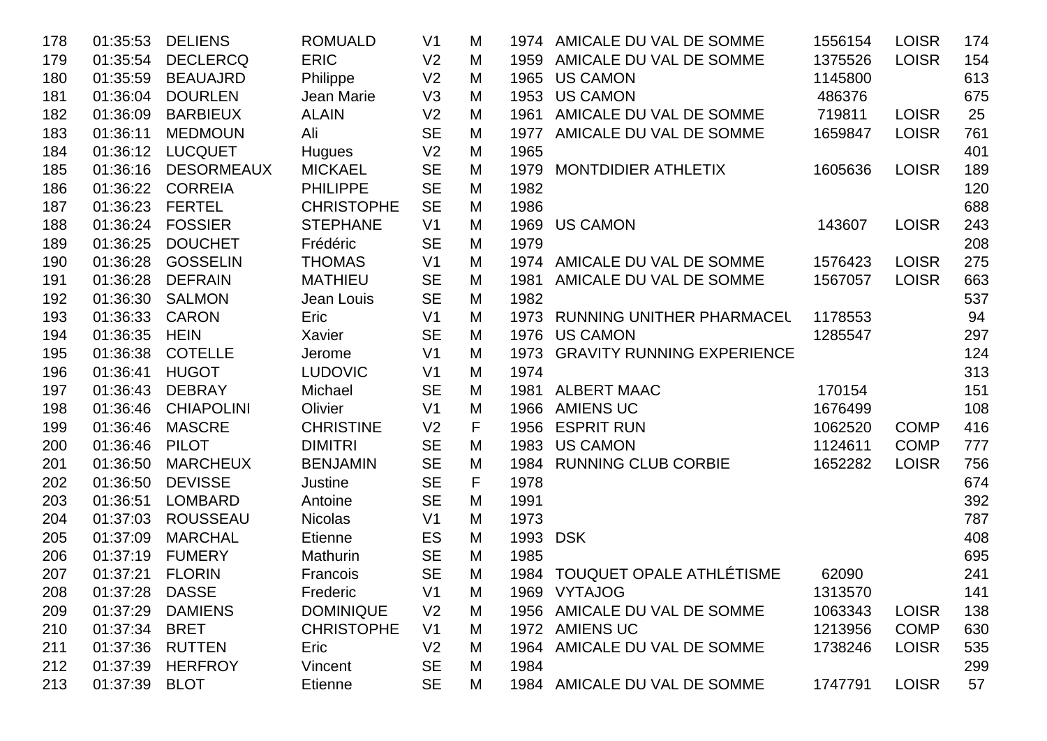| | | | | | | | | | | |
|---|---|---|---|---|---|---|---|---|---|---|
| 178 | 01:35:53 | DELIENS | ROMUALD | V1 | M | 1974 | AMICALE DU VAL DE SOMME | 1556154 | LOISR | 174 |
| 179 | 01:35:54 | DECLERCQ | ERIC | V2 | M | 1959 | AMICALE DU VAL DE SOMME | 1375526 | LOISR | 154 |
| 180 | 01:35:59 | BEAUAJRD | Philippe | V2 | M | 1965 | US CAMON | 1145800 | | 613 |
| 181 | 01:36:04 | DOURLEN | Jean Marie | V3 | M | 1953 | US CAMON | 486376 | | 675 |
| 182 | 01:36:09 | BARBIEUX | ALAIN | V2 | M | 1961 | AMICALE DU VAL DE SOMME | 719811 | LOISR | 25 |
| 183 | 01:36:11 | MEDMOUN | Ali | SE | M | 1977 | AMICALE DU VAL DE SOMME | 1659847 | LOISR | 761 |
| 184 | 01:36:12 | LUCQUET | Hugues | V2 | M | 1965 | | | | 401 |
| 185 | 01:36:16 | DESORMEAUX | MICKAEL | SE | M | 1979 | MONTDIDIER ATHLETIX | 1605636 | LOISR | 189 |
| 186 | 01:36:22 | CORREIA | PHILIPPE | SE | M | 1982 | | | | 120 |
| 187 | 01:36:23 | FERTEL | CHRISTOPHE | SE | M | 1986 | | | | 688 |
| 188 | 01:36:24 | FOSSIER | STEPHANE | V1 | M | 1969 | US CAMON | 143607 | LOISR | 243 |
| 189 | 01:36:25 | DOUCHET | Frédéric | SE | M | 1979 | | | | 208 |
| 190 | 01:36:28 | GOSSELIN | THOMAS | V1 | M | 1974 | AMICALE DU VAL DE SOMME | 1576423 | LOISR | 275 |
| 191 | 01:36:28 | DEFRAIN | MATHIEU | SE | M | 1981 | AMICALE DU VAL DE SOMME | 1567057 | LOISR | 663 |
| 192 | 01:36:30 | SALMON | Jean Louis | SE | M | 1982 | | | | 537 |
| 193 | 01:36:33 | CARON | Eric | V1 | M | 1973 | RUNNING UNITHER PHARMACEL | 1178553 | | 94 |
| 194 | 01:36:35 | HEIN | Xavier | SE | M | 1976 | US CAMON | 1285547 | | 297 |
| 195 | 01:36:38 | COTELLE | Jerome | V1 | M | 1973 | GRAVITY RUNNING EXPERIENCE | | | 124 |
| 196 | 01:36:41 | HUGOT | LUDOVIC | V1 | M | 1974 | | | | 313 |
| 197 | 01:36:43 | DEBRAY | Michael | SE | M | 1981 | ALBERT MAAC | 170154 | | 151 |
| 198 | 01:36:46 | CHIAPOLINI | Olivier | V1 | M | 1966 | AMIENS UC | 1676499 | | 108 |
| 199 | 01:36:46 | MASCRE | CHRISTINE | V2 | F | 1956 | ESPRIT RUN | 1062520 | COMP | 416 |
| 200 | 01:36:46 | PILOT | DIMITRI | SE | M | 1983 | US CAMON | 1124611 | COMP | 777 |
| 201 | 01:36:50 | MARCHEUX | BENJAMIN | SE | M | 1984 | RUNNING CLUB CORBIE | 1652282 | LOISR | 756 |
| 202 | 01:36:50 | DEVISSE | Justine | SE | F | 1978 | | | | 674 |
| 203 | 01:36:51 | LOMBARD | Antoine | SE | M | 1991 | | | | 392 |
| 204 | 01:37:03 | ROUSSEAU | Nicolas | V1 | M | 1973 | | | | 787 |
| 205 | 01:37:09 | MARCHAL | Etienne | ES | M | 1993 | DSK | | | 408 |
| 206 | 01:37:19 | FUMERY | Mathurin | SE | M | 1985 | | | | 695 |
| 207 | 01:37:21 | FLORIN | Francois | SE | M | 1984 | TOUQUET OPALE ATHLÉTISME | 62090 | | 241 |
| 208 | 01:37:28 | DASSE | Frederic | V1 | M | 1969 | VYTAJOG | 1313570 | | 141 |
| 209 | 01:37:29 | DAMIENS | DOMINIQUE | V2 | M | 1956 | AMICALE DU VAL DE SOMME | 1063343 | LOISR | 138 |
| 210 | 01:37:34 | BRET | CHRISTOPHE | V1 | M | 1972 | AMIENS UC | 1213956 | COMP | 630 |
| 211 | 01:37:36 | RUTTEN | Eric | V2 | M | 1964 | AMICALE DU VAL DE SOMME | 1738246 | LOISR | 535 |
| 212 | 01:37:39 | HERFROY | Vincent | SE | M | 1984 | | | | 299 |
| 213 | 01:37:39 | BLOT | Etienne | SE | M | 1984 | AMICALE DU VAL DE SOMME | 1747791 | LOISR | 57 |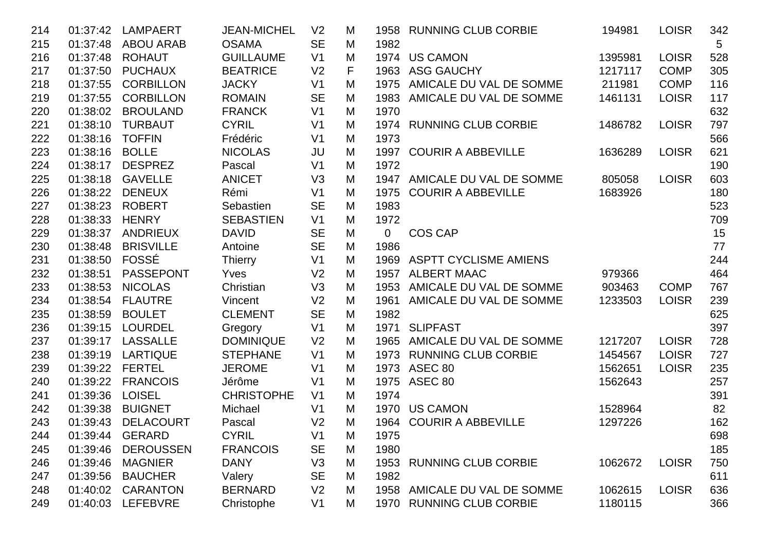| 214 | 01:37:42 | LAMPAERT | JEAN-MICHEL | V2 | M | 1958 | RUNNING CLUB CORBIE | 194981 | LOISR | 342 |
|---|---|---|---|---|---|---|---|---|---|---|
| 215 | 01:37:48 | ABOU ARAB | OSAMA | SE | M | 1982 | | | | 5 |
| 216 | 01:37:48 | ROHAUT | GUILLAUME | V1 | M | 1974 | US CAMON | 1395981 | LOISR | 528 |
| 217 | 01:37:50 | PUCHAUX | BEATRICE | V2 | F | 1963 | ASG GAUCHY | 1217117 | COMP | 305 |
| 218 | 01:37:55 | CORBILLON | JACKY | V1 | M | 1975 | AMICALE DU VAL DE SOMME | 211981 | COMP | 116 |
| 219 | 01:37:55 | CORBILLON | ROMAIN | SE | M | 1983 | AMICALE DU VAL DE SOMME | 1461131 | LOISR | 117 |
| 220 | 01:38:02 | BROULAND | FRANCK | V1 | M | 1970 | | | | 632 |
| 221 | 01:38:10 | TURBAUT | CYRIL | V1 | M | 1974 | RUNNING CLUB CORBIE | 1486782 | LOISR | 797 |
| 222 | 01:38:16 | TOFFIN | Frédéric | V1 | M | 1973 | | | | 566 |
| 223 | 01:38:16 | BOLLE | NICOLAS | JU | M | 1997 | COURIR A ABBEVILLE | 1636289 | LOISR | 621 |
| 224 | 01:38:17 | DESPREZ | Pascal | V1 | M | 1972 | | | | 190 |
| 225 | 01:38:18 | GAVELLE | ANICET | V3 | M | 1947 | AMICALE DU VAL DE SOMME | 805058 | LOISR | 603 |
| 226 | 01:38:22 | DENEUX | Rémi | V1 | M | 1975 | COURIR A ABBEVILLE | 1683926 | | 180 |
| 227 | 01:38:23 | ROBERT | Sebastien | SE | M | 1983 | | | | 523 |
| 228 | 01:38:33 | HENRY | SEBASTIEN | V1 | M | 1972 | | | | 709 |
| 229 | 01:38:37 | ANDRIEUX | DAVID | SE | M | 0 | COS CAP | | | 15 |
| 230 | 01:38:48 | BRISVILLE | Antoine | SE | M | 1986 | | | | 77 |
| 231 | 01:38:50 | FOSSÉ | Thierry | V1 | M | 1969 | ASPTT CYCLISME AMIENS | | | 244 |
| 232 | 01:38:51 | PASSEPONT | Yves | V2 | M | 1957 | ALBERT MAAC | 979366 | | 464 |
| 233 | 01:38:53 | NICOLAS | Christian | V3 | M | 1953 | AMICALE DU VAL DE SOMME | 903463 | COMP | 767 |
| 234 | 01:38:54 | FLAUTRE | Vincent | V2 | M | 1961 | AMICALE DU VAL DE SOMME | 1233503 | LOISR | 239 |
| 235 | 01:38:59 | BOULET | CLEMENT | SE | M | 1982 | | | | 625 |
| 236 | 01:39:15 | LOURDEL | Gregory | V1 | M | 1971 | SLIPFAST | | | 397 |
| 237 | 01:39:17 | LASSALLE | DOMINIQUE | V2 | M | 1965 | AMICALE DU VAL DE SOMME | 1217207 | LOISR | 728 |
| 238 | 01:39:19 | LARTIQUE | STEPHANE | V1 | M | 1973 | RUNNING CLUB CORBIE | 1454567 | LOISR | 727 |
| 239 | 01:39:22 | FERTEL | JEROME | V1 | M | 1973 | ASEC 80 | 1562651 | LOISR | 235 |
| 240 | 01:39:22 | FRANCOIS | Jérôme | V1 | M | 1975 | ASEC 80 | 1562643 | | 257 |
| 241 | 01:39:36 | LOISEL | CHRISTOPHE | V1 | M | 1974 | | | | 391 |
| 242 | 01:39:38 | BUIGNET | Michael | V1 | M | 1970 | US CAMON | 1528964 | | 82 |
| 243 | 01:39:43 | DELACOURT | Pascal | V2 | M | 1964 | COURIR A ABBEVILLE | 1297226 | | 162 |
| 244 | 01:39:44 | GERARD | CYRIL | V1 | M | 1975 | | | | 698 |
| 245 | 01:39:46 | DEROUSSEN | FRANCOIS | SE | M | 1980 | | | | 185 |
| 246 | 01:39:46 | MAGNIER | DANY | V3 | M | 1953 | RUNNING CLUB CORBIE | 1062672 | LOISR | 750 |
| 247 | 01:39:56 | BAUCHER | Valery | SE | M | 1982 | | | | 611 |
| 248 | 01:40:02 | CARANTON | BERNARD | V2 | M | 1958 | AMICALE DU VAL DE SOMME | 1062615 | LOISR | 636 |
| 249 | 01:40:03 | LEFEBVRE | Christophe | V1 | M | 1970 | RUNNING CLUB CORBIE | 1180115 | | 366 |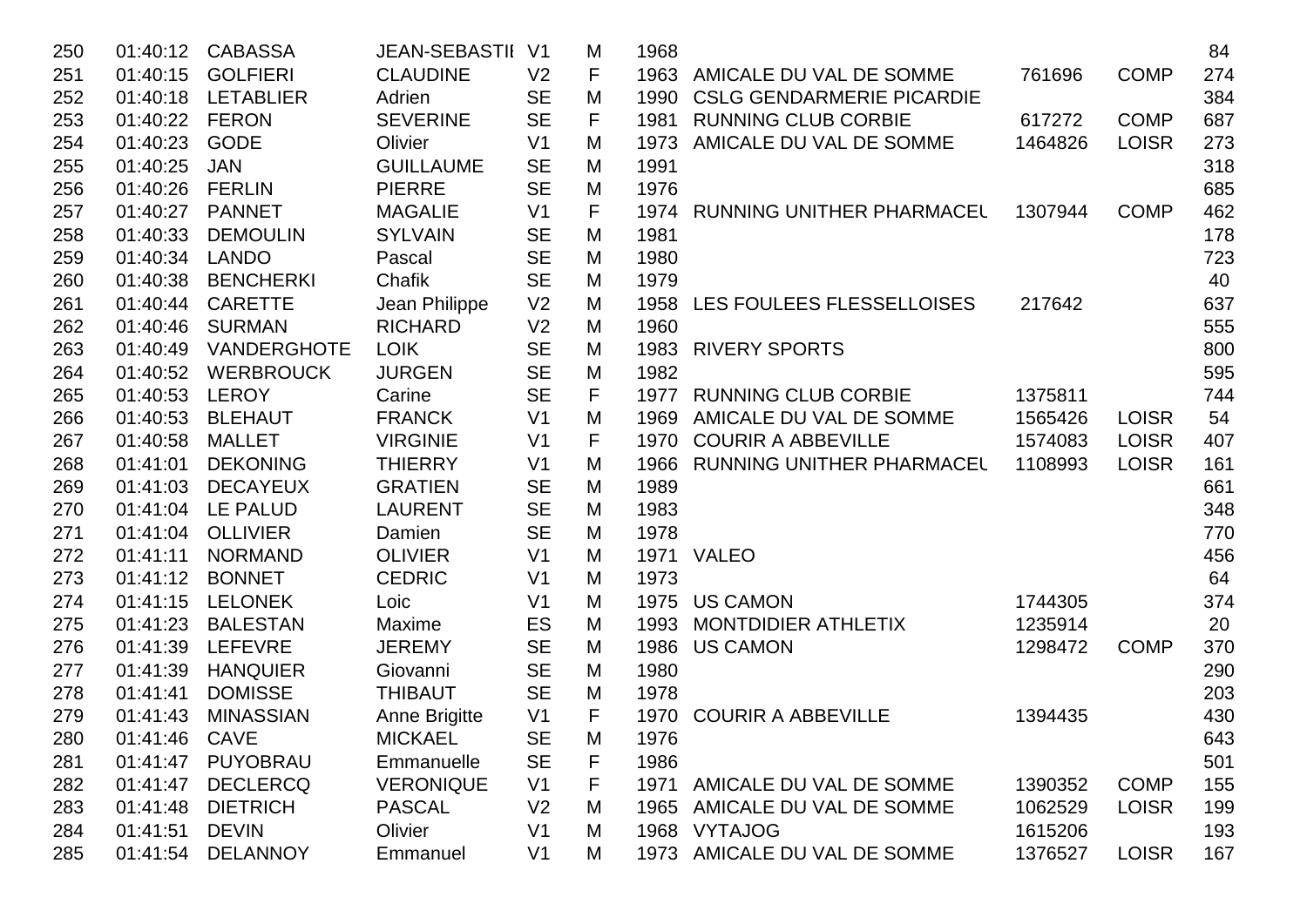| | | | | | | | | | | |
|---|---|---|---|---|---|---|---|---|---|---|
| 250 | 01:40:12 | CABASSA | JEAN-SEBASTII | V1 | M | 1968 | | | | 84 |
| 251 | 01:40:15 | GOLFIERI | CLAUDINE | V2 | F | 1963 | AMICALE DU VAL DE SOMME | 761696 | COMP | 274 |
| 252 | 01:40:18 | LETABLIER | Adrien | SE | M | 1990 | CSLG GENDARMERIE PICARDIE | | | 384 |
| 253 | 01:40:22 | FERON | SEVERINE | SE | F | 1981 | RUNNING CLUB CORBIE | 617272 | COMP | 687 |
| 254 | 01:40:23 | GODE | Olivier | V1 | M | 1973 | AMICALE DU VAL DE SOMME | 1464826 | LOISR | 273 |
| 255 | 01:40:25 | JAN | GUILLAUME | SE | M | 1991 | | | | 318 |
| 256 | 01:40:26 | FERLIN | PIERRE | SE | M | 1976 | | | | 685 |
| 257 | 01:40:27 | PANNET | MAGALIE | V1 | F | 1974 | RUNNING UNITHER PHARMACEU | 1307944 | COMP | 462 |
| 258 | 01:40:33 | DEMOULIN | SYLVAIN | SE | M | 1981 | | | | 178 |
| 259 | 01:40:34 | LANDO | Pascal | SE | M | 1980 | | | | 723 |
| 260 | 01:40:38 | BENCHERKI | Chafik | SE | M | 1979 | | | | 40 |
| 261 | 01:40:44 | CARETTE | Jean Philippe | V2 | M | 1958 | LES FOULEES FLESSELLOISES | 217642 | | 637 |
| 262 | 01:40:46 | SURMAN | RICHARD | V2 | M | 1960 | | | | 555 |
| 263 | 01:40:49 | VANDERGHOTE | LOIK | SE | M | 1983 | RIVERY SPORTS | | | 800 |
| 264 | 01:40:52 | WERBROUCK | JURGEN | SE | M | 1982 | | | | 595 |
| 265 | 01:40:53 | LEROY | Carine | SE | F | 1977 | RUNNING CLUB CORBIE | 1375811 | | 744 |
| 266 | 01:40:53 | BLEHAUT | FRANCK | V1 | M | 1969 | AMICALE DU VAL DE SOMME | 1565426 | LOISR | 54 |
| 267 | 01:40:58 | MALLET | VIRGINIE | V1 | F | 1970 | COURIR A ABBEVILLE | 1574083 | LOISR | 407 |
| 268 | 01:41:01 | DEKONING | THIERRY | V1 | M | 1966 | RUNNING UNITHER PHARMACEU | 1108993 | LOISR | 161 |
| 269 | 01:41:03 | DECAYEUX | GRATIEN | SE | M | 1989 | | | | 661 |
| 270 | 01:41:04 | LE PALUD | LAURENT | SE | M | 1983 | | | | 348 |
| 271 | 01:41:04 | OLLIVIER | Damien | SE | M | 1978 | | | | 770 |
| 272 | 01:41:11 | NORMAND | OLIVIER | V1 | M | 1971 | VALEO | | | 456 |
| 273 | 01:41:12 | BONNET | CEDRIC | V1 | M | 1973 | | | | 64 |
| 274 | 01:41:15 | LELONEK | Loic | V1 | M | 1975 | US CAMON | 1744305 | | 374 |
| 275 | 01:41:23 | BALESTAN | Maxime | ES | M | 1993 | MONTDIDIER ATHLETIX | 1235914 | | 20 |
| 276 | 01:41:39 | LEFEVRE | JEREMY | SE | M | 1986 | US CAMON | 1298472 | COMP | 370 |
| 277 | 01:41:39 | HANQUIER | Giovanni | SE | M | 1980 | | | | 290 |
| 278 | 01:41:41 | DOMISSE | THIBAUT | SE | M | 1978 | | | | 203 |
| 279 | 01:41:43 | MINASSIAN | Anne Brigitte | V1 | F | 1970 | COURIR A ABBEVILLE | 1394435 | | 430 |
| 280 | 01:41:46 | CAVE | MICKAEL | SE | M | 1976 | | | | 643 |
| 281 | 01:41:47 | PUYOBRAU | Emmanuelle | SE | F | 1986 | | | | 501 |
| 282 | 01:41:47 | DECLERCQ | VERONIQUE | V1 | F | 1971 | AMICALE DU VAL DE SOMME | 1390352 | COMP | 155 |
| 283 | 01:41:48 | DIETRICH | PASCAL | V2 | M | 1965 | AMICALE DU VAL DE SOMME | 1062529 | LOISR | 199 |
| 284 | 01:41:51 | DEVIN | Olivier | V1 | M | 1968 | VYTAJOG | 1615206 | | 193 |
| 285 | 01:41:54 | DELANNOY | Emmanuel | V1 | M | 1973 | AMICALE DU VAL DE SOMME | 1376527 | LOISR | 167 |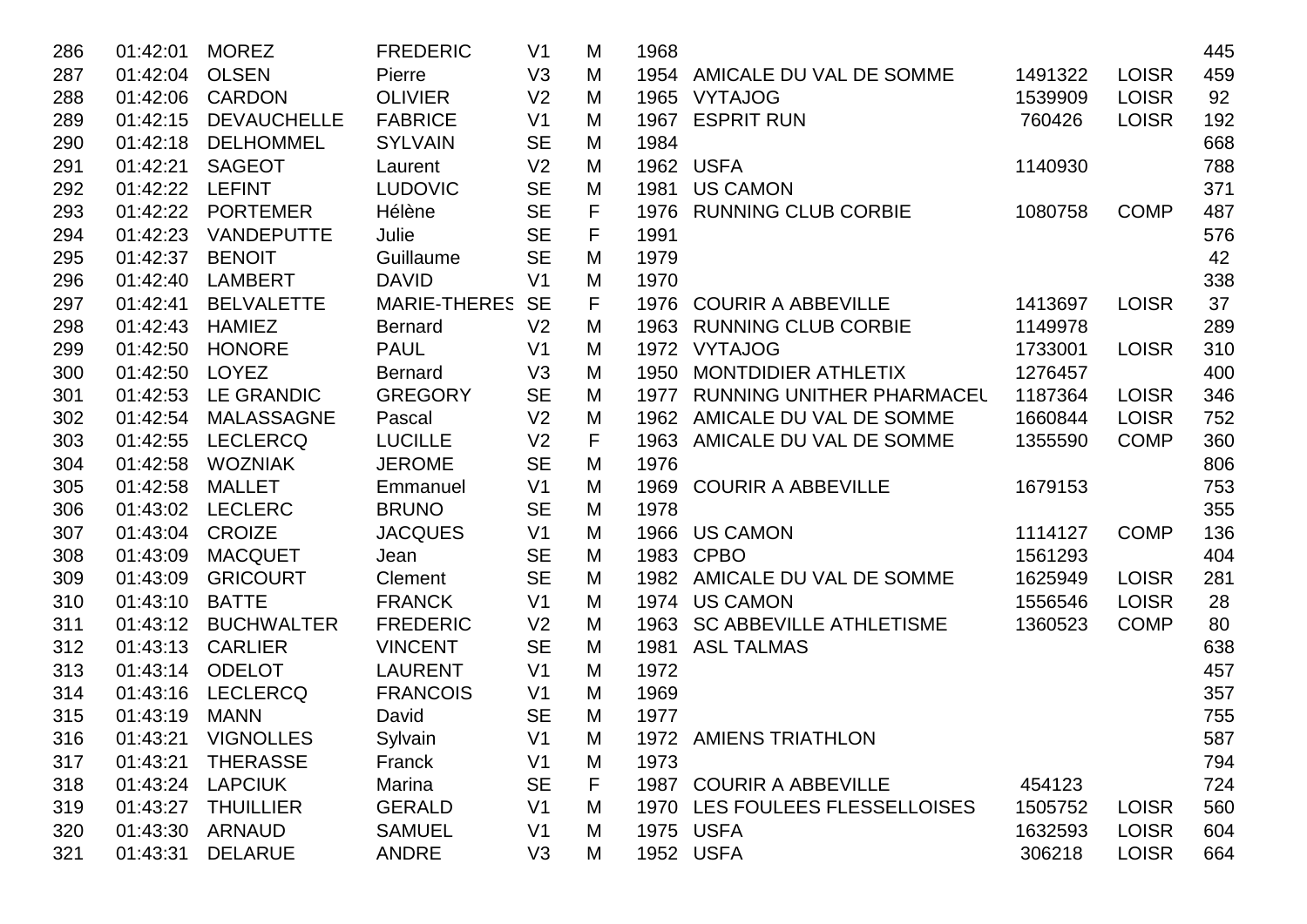| | | | | | | | | | | |
|---|---|---|---|---|---|---|---|---|---|---|
| 286 | 01:42:01 | MOREZ | FREDERIC | V1 | M | 1968 | | | | 445 |
| 287 | 01:42:04 | OLSEN | Pierre | V3 | M | 1954 | AMICALE DU VAL DE SOMME | 1491322 | LOISR | 459 |
| 288 | 01:42:06 | CARDON | OLIVIER | V2 | M | 1965 | VYTAJOG | 1539909 | LOISR | 92 |
| 289 | 01:42:15 | DEVAUCHELLE | FABRICE | V1 | M | 1967 | ESPRIT RUN | 760426 | LOISR | 192 |
| 290 | 01:42:18 | DELHOMMEL | SYLVAIN | SE | M | 1984 | | | | 668 |
| 291 | 01:42:21 | SAGEOT | Laurent | V2 | M | 1962 | USFA | 1140930 | | 788 |
| 292 | 01:42:22 | LEFINT | LUDOVIC | SE | M | 1981 | US CAMON | | | 371 |
| 293 | 01:42:22 | PORTEMER | Hélène | SE | F | 1976 | RUNNING CLUB CORBIE | 1080758 | COMP | 487 |
| 294 | 01:42:23 | VANDEPUTTE | Julie | SE | F | 1991 | | | | 576 |
| 295 | 01:42:37 | BENOIT | Guillaume | SE | M | 1979 | | | | 42 |
| 296 | 01:42:40 | LAMBERT | DAVID | V1 | M | 1970 | | | | 338 |
| 297 | 01:42:41 | BELVALETTE | MARIE-THERES | SE | F | 1976 | COURIR A ABBEVILLE | 1413697 | LOISR | 37 |
| 298 | 01:42:43 | HAMIEZ | Bernard | V2 | M | 1963 | RUNNING CLUB CORBIE | 1149978 | | 289 |
| 299 | 01:42:50 | HONORE | PAUL | V1 | M | 1972 | VYTAJOG | 1733001 | LOISR | 310 |
| 300 | 01:42:50 | LOYEZ | Bernard | V3 | M | 1950 | MONTDIDIER ATHLETIX | 1276457 | | 400 |
| 301 | 01:42:53 | LE GRANDIC | GREGORY | SE | M | 1977 | RUNNING UNITHER PHARMACEU | 1187364 | LOISR | 346 |
| 302 | 01:42:54 | MALASSAGNE | Pascal | V2 | M | 1962 | AMICALE DU VAL DE SOMME | 1660844 | LOISR | 752 |
| 303 | 01:42:55 | LECLERCQ | LUCILLE | V2 | F | 1963 | AMICALE DU VAL DE SOMME | 1355590 | COMP | 360 |
| 304 | 01:42:58 | WOZNIAK | JEROME | SE | M | 1976 | | | | 806 |
| 305 | 01:42:58 | MALLET | Emmanuel | V1 | M | 1969 | COURIR A ABBEVILLE | 1679153 | | 753 |
| 306 | 01:43:02 | LECLERC | BRUNO | SE | M | 1978 | | | | 355 |
| 307 | 01:43:04 | CROIZE | JACQUES | V1 | M | 1966 | US CAMON | 1114127 | COMP | 136 |
| 308 | 01:43:09 | MACQUET | Jean | SE | M | 1983 | CPBO | 1561293 | | 404 |
| 309 | 01:43:09 | GRICOURT | Clement | SE | M | 1982 | AMICALE DU VAL DE SOMME | 1625949 | LOISR | 281 |
| 310 | 01:43:10 | BATTE | FRANCK | V1 | M | 1974 | US CAMON | 1556546 | LOISR | 28 |
| 311 | 01:43:12 | BUCHWALTER | FREDERIC | V2 | M | 1963 | SC ABBEVILLE ATHLETISME | 1360523 | COMP | 80 |
| 312 | 01:43:13 | CARLIER | VINCENT | SE | M | 1981 | ASL TALMAS | | | 638 |
| 313 | 01:43:14 | ODELOT | LAURENT | V1 | M | 1972 | | | | 457 |
| 314 | 01:43:16 | LECLERCQ | FRANCOIS | V1 | M | 1969 | | | | 357 |
| 315 | 01:43:19 | MANN | David | SE | M | 1977 | | | | 755 |
| 316 | 01:43:21 | VIGNOLLES | Sylvain | V1 | M | 1972 | AMIENS TRIATHLON | | | 587 |
| 317 | 01:43:21 | THERASSE | Franck | V1 | M | 1973 | | | | 794 |
| 318 | 01:43:24 | LAPCIUK | Marina | SE | F | 1987 | COURIR A ABBEVILLE | 454123 | | 724 |
| 319 | 01:43:27 | THUILLIER | GERALD | V1 | M | 1970 | LES FOULEES FLESSELLOISES | 1505752 | LOISR | 560 |
| 320 | 01:43:30 | ARNAUD | SAMUEL | V1 | M | 1975 | USFA | 1632593 | LOISR | 604 |
| 321 | 01:43:31 | DELARUE | ANDRE | V3 | M | 1952 | USFA | 306218 | LOISR | 664 |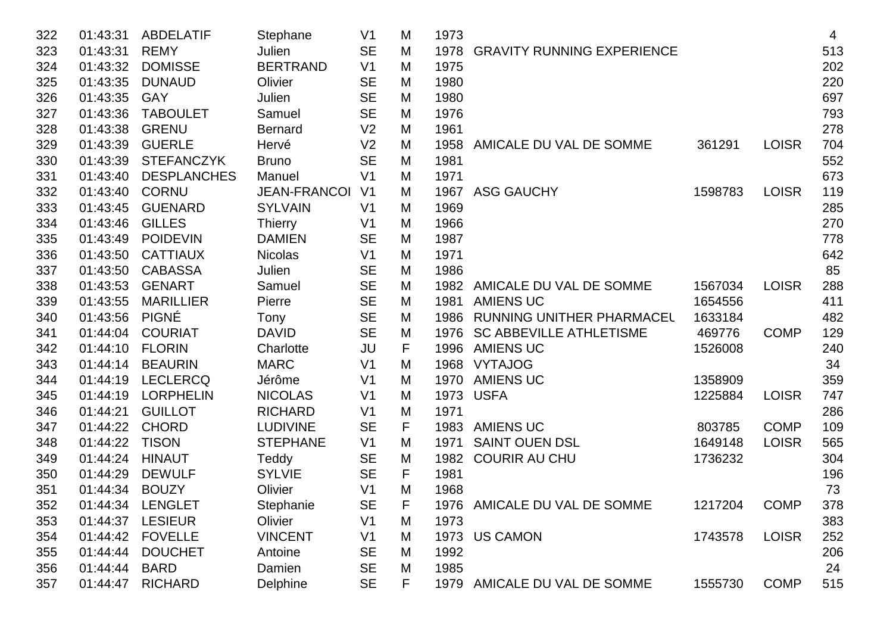| | | | | | | | | | | |
|---|---|---|---|---|---|---|---|---|---|---|
| 322 | 01:43:31 | ABDELATIF | Stephane | V1 | M | 1973 | | | | 4 |
| 323 | 01:43:31 | REMY | Julien | SE | M | 1978 | GRAVITY RUNNING EXPERIENCE | | | 513 |
| 324 | 01:43:32 | DOMISSE | BERTRAND | V1 | M | 1975 | | | | 202 |
| 325 | 01:43:35 | DUNAUD | Olivier | SE | M | 1980 | | | | 220 |
| 326 | 01:43:35 | GAY | Julien | SE | M | 1980 | | | | 697 |
| 327 | 01:43:36 | TABOULET | Samuel | SE | M | 1976 | | | | 793 |
| 328 | 01:43:38 | GRENU | Bernard | V2 | M | 1961 | | | | 278 |
| 329 | 01:43:39 | GUERLE | Hervé | V2 | M | 1958 | AMICALE DU VAL DE SOMME | 361291 | LOISR | 704 |
| 330 | 01:43:39 | STEFANCZYK | Bruno | SE | M | 1981 | | | | 552 |
| 331 | 01:43:40 | DESPLANCHES | Manuel | V1 | M | 1971 | | | | 673 |
| 332 | 01:43:40 | CORNU | JEAN-FRANCOI | V1 | M | 1967 | ASG GAUCHY | 1598783 | LOISR | 119 |
| 333 | 01:43:45 | GUENARD | SYLVAIN | V1 | M | 1969 | | | | 285 |
| 334 | 01:43:46 | GILLES | Thierry | V1 | M | 1966 | | | | 270 |
| 335 | 01:43:49 | POIDEVIN | DAMIEN | SE | M | 1987 | | | | 778 |
| 336 | 01:43:50 | CATTIAUX | Nicolas | V1 | M | 1971 | | | | 642 |
| 337 | 01:43:50 | CABASSA | Julien | SE | M | 1986 | | | | 85 |
| 338 | 01:43:53 | GENART | Samuel | SE | M | 1982 | AMICALE DU VAL DE SOMME | 1567034 | LOISR | 288 |
| 339 | 01:43:55 | MARILLIER | Pierre | SE | M | 1981 | AMIENS UC | 1654556 | | 411 |
| 340 | 01:43:56 | PIGNÉ | Tony | SE | M | 1986 | RUNNING UNITHER PHARMACEU | 1633184 | | 482 |
| 341 | 01:44:04 | COURIAT | DAVID | SE | M | 1976 | SC ABBEVILLE ATHLETISME | 469776 | COMP | 129 |
| 342 | 01:44:10 | FLORIN | Charlotte | JU | F | 1996 | AMIENS UC | 1526008 | | 240 |
| 343 | 01:44:14 | BEAURIN | MARC | V1 | M | 1968 | VYTAJOG | | | 34 |
| 344 | 01:44:19 | LECLERCQ | Jérôme | V1 | M | 1970 | AMIENS UC | 1358909 | | 359 |
| 345 | 01:44:19 | LORPHELIN | NICOLAS | V1 | M | 1973 | USFA | 1225884 | LOISR | 747 |
| 346 | 01:44:21 | GUILLOT | RICHARD | V1 | M | 1971 | | | | 286 |
| 347 | 01:44:22 | CHORD | LUDIVINE | SE | F | 1983 | AMIENS UC | 803785 | COMP | 109 |
| 348 | 01:44:22 | TISON | STEPHANE | V1 | M | 1971 | SAINT OUEN DSL | 1649148 | LOISR | 565 |
| 349 | 01:44:24 | HINAUT | Teddy | SE | M | 1982 | COURIR AU CHU | 1736232 | | 304 |
| 350 | 01:44:29 | DEWULF | SYLVIE | SE | F | 1981 | | | | 196 |
| 351 | 01:44:34 | BOUZY | Olivier | V1 | M | 1968 | | | | 73 |
| 352 | 01:44:34 | LENGLET | Stephanie | SE | F | 1976 | AMICALE DU VAL DE SOMME | 1217204 | COMP | 378 |
| 353 | 01:44:37 | LESIEUR | Olivier | V1 | M | 1973 | | | | 383 |
| 354 | 01:44:42 | FOVELLE | VINCENT | V1 | M | 1973 | US CAMON | 1743578 | LOISR | 252 |
| 355 | 01:44:44 | DOUCHET | Antoine | SE | M | 1992 | | | | 206 |
| 356 | 01:44:44 | BARD | Damien | SE | M | 1985 | | | | 24 |
| 357 | 01:44:47 | RICHARD | Delphine | SE | F | 1979 | AMICALE DU VAL DE SOMME | 1555730 | COMP | 515 |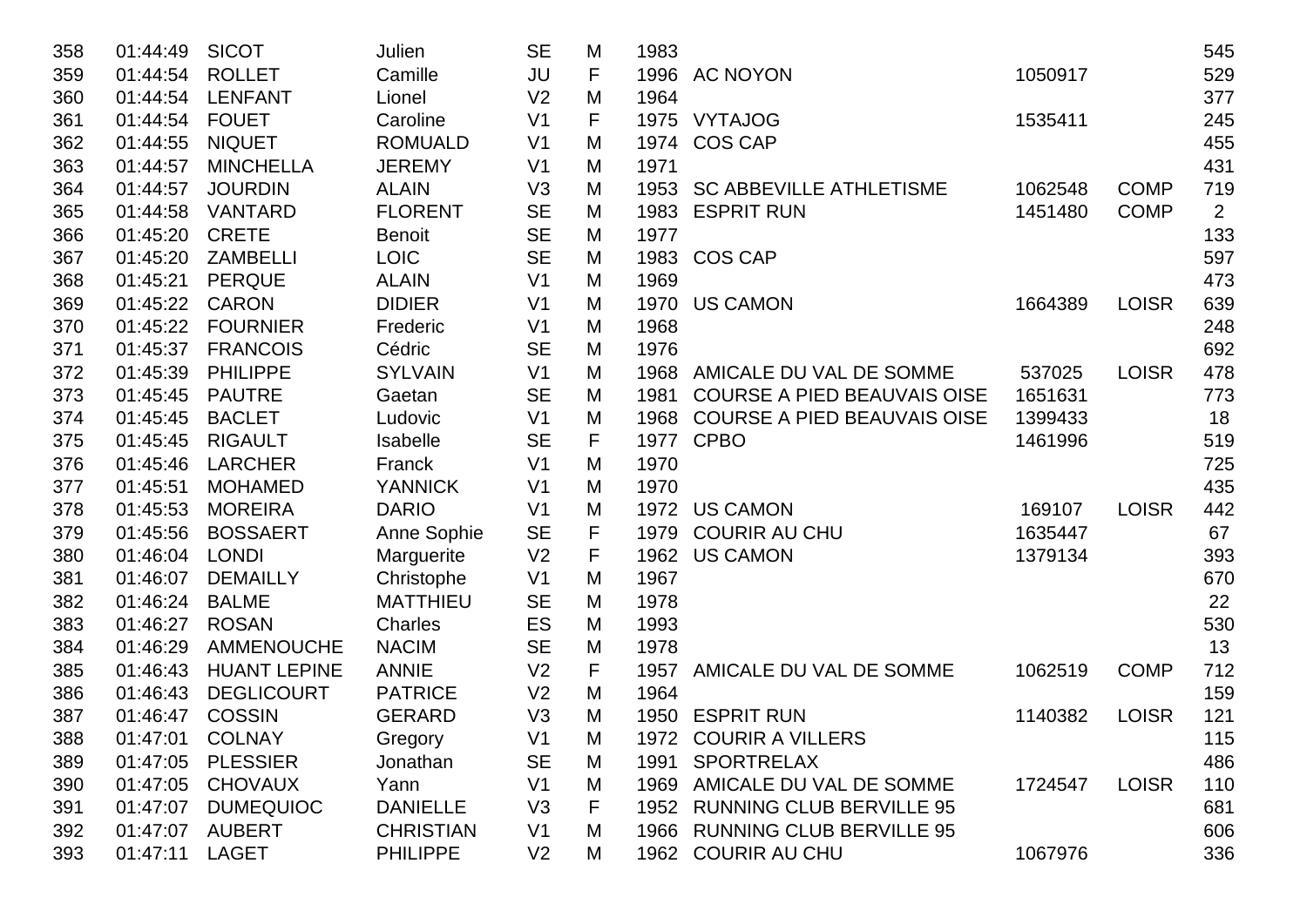| | | | | | | | | | | |
|---|---|---|---|---|---|---|---|---|---|---|
| 358 | 01:44:49 | SICOT | Julien | SE | M | 1983 | | | | 545 |
| 359 | 01:44:54 | ROLLET | Camille | JU | F | 1996 | AC NOYON | 1050917 | | 529 |
| 360 | 01:44:54 | LENFANT | Lionel | V2 | M | 1964 | | | | 377 |
| 361 | 01:44:54 | FOUET | Caroline | V1 | F | 1975 | VYTAJOG | 1535411 | | 245 |
| 362 | 01:44:55 | NIQUET | ROMUALD | V1 | M | 1974 | COS CAP | | | 455 |
| 363 | 01:44:57 | MINCHELLA | JEREMY | V1 | M | 1971 | | | | 431 |
| 364 | 01:44:57 | JOURDIN | ALAIN | V3 | M | 1953 | SC ABBEVILLE ATHLETISME | 1062548 | COMP | 719 |
| 365 | 01:44:58 | VANTARD | FLORENT | SE | M | 1983 | ESPRIT RUN | 1451480 | COMP | 2 |
| 366 | 01:45:20 | CRETE | Benoit | SE | M | 1977 | | | | 133 |
| 367 | 01:45:20 | ZAMBELLI | LOIC | SE | M | 1983 | COS CAP | | | 597 |
| 368 | 01:45:21 | PERQUE | ALAIN | V1 | M | 1969 | | | | 473 |
| 369 | 01:45:22 | CARON | DIDIER | V1 | M | 1970 | US CAMON | 1664389 | LOISR | 639 |
| 370 | 01:45:22 | FOURNIER | Frederic | V1 | M | 1968 | | | | 248 |
| 371 | 01:45:37 | FRANCOIS | Cédric | SE | M | 1976 | | | | 692 |
| 372 | 01:45:39 | PHILIPPE | SYLVAIN | V1 | M | 1968 | AMICALE DU VAL DE SOMME | 537025 | LOISR | 478 |
| 373 | 01:45:45 | PAUTRE | Gaetan | SE | M | 1981 | COURSE A PIED BEAUVAIS OISE | 1651631 | | 773 |
| 374 | 01:45:45 | BACLET | Ludovic | V1 | M | 1968 | COURSE A PIED BEAUVAIS OISE | 1399433 | | 18 |
| 375 | 01:45:45 | RIGAULT | Isabelle | SE | F | 1977 | CPBO | 1461996 | | 519 |
| 376 | 01:45:46 | LARCHER | Franck | V1 | M | 1970 | | | | 725 |
| 377 | 01:45:51 | MOHAMED | YANNICK | V1 | M | 1970 | | | | 435 |
| 378 | 01:45:53 | MOREIRA | DARIO | V1 | M | 1972 | US CAMON | 169107 | LOISR | 442 |
| 379 | 01:45:56 | BOSSAERT | Anne Sophie | SE | F | 1979 | COURIR AU CHU | 1635447 | | 67 |
| 380 | 01:46:04 | LONDI | Marguerite | V2 | F | 1962 | US CAMON | 1379134 | | 393 |
| 381 | 01:46:07 | DEMAILLY | Christophe | V1 | M | 1967 | | | | 670 |
| 382 | 01:46:24 | BALME | MATTHIEU | SE | M | 1978 | | | | 22 |
| 383 | 01:46:27 | ROSAN | Charles | ES | M | 1993 | | | | 530 |
| 384 | 01:46:29 | AMMENOUCHE | NACIM | SE | M | 1978 | | | | 13 |
| 385 | 01:46:43 | HUANT LEPINE | ANNIE | V2 | F | 1957 | AMICALE DU VAL DE SOMME | 1062519 | COMP | 712 |
| 386 | 01:46:43 | DEGLICOURT | PATRICE | V2 | M | 1964 | | | | 159 |
| 387 | 01:46:47 | COSSIN | GERARD | V3 | M | 1950 | ESPRIT RUN | 1140382 | LOISR | 121 |
| 388 | 01:47:01 | COLNAY | Gregory | V1 | M | 1972 | COURIR A VILLERS | | | 115 |
| 389 | 01:47:05 | PLESSIER | Jonathan | SE | M | 1991 | SPORTRELAX | | | 486 |
| 390 | 01:47:05 | CHOVAUX | Yann | V1 | M | 1969 | AMICALE DU VAL DE SOMME | 1724547 | LOISR | 110 |
| 391 | 01:47:07 | DUMEQUIOC | DANIELLE | V3 | F | 1952 | RUNNING CLUB BERVILLE 95 | | | 681 |
| 392 | 01:47:07 | AUBERT | CHRISTIAN | V1 | M | 1966 | RUNNING CLUB BERVILLE 95 | | | 606 |
| 393 | 01:47:11 | LAGET | PHILIPPE | V2 | M | 1962 | COURIR AU CHU | 1067976 | | 336 |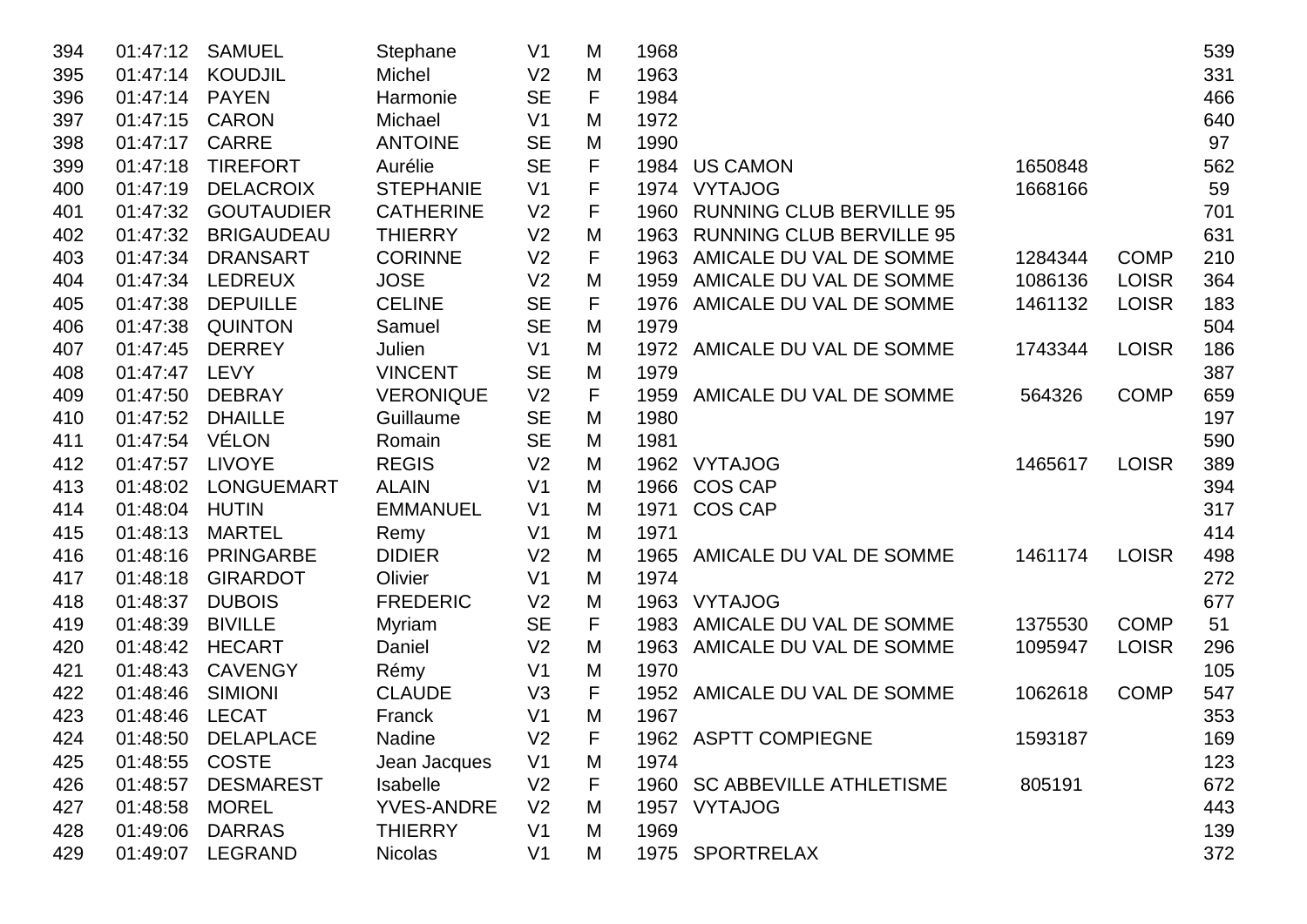| | | | | | | | | | | |
|---|---|---|---|---|---|---|---|---|---|---|
| 394 | 01:47:12 | SAMUEL | Stephane | V1 | M | 1968 | | | | 539 |
| 395 | 01:47:14 | KOUDJIL | Michel | V2 | M | 1963 | | | | 331 |
| 396 | 01:47:14 | PAYEN | Harmonie | SE | F | 1984 | | | | 466 |
| 397 | 01:47:15 | CARON | Michael | V1 | M | 1972 | | | | 640 |
| 398 | 01:47:17 | CARRE | ANTOINE | SE | M | 1990 | | | | 97 |
| 399 | 01:47:18 | TIREFORT | Aurélie | SE | F | 1984 | US CAMON | 1650848 | | 562 |
| 400 | 01:47:19 | DELACROIX | STEPHANIE | V1 | F | 1974 | VYTAJOG | 1668166 | | 59 |
| 401 | 01:47:32 | GOUTAUDIER | CATHERINE | V2 | F | 1960 | RUNNING CLUB BERVILLE 95 | | | 701 |
| 402 | 01:47:32 | BRIGAUDEAU | THIERRY | V2 | M | 1963 | RUNNING CLUB BERVILLE 95 | | | 631 |
| 403 | 01:47:34 | DRANSART | CORINNE | V2 | F | 1963 | AMICALE DU VAL DE SOMME | 1284344 | COMP | 210 |
| 404 | 01:47:34 | LEDREUX | JOSE | V2 | M | 1959 | AMICALE DU VAL DE SOMME | 1086136 | LOISR | 364 |
| 405 | 01:47:38 | DEPUILLE | CELINE | SE | F | 1976 | AMICALE DU VAL DE SOMME | 1461132 | LOISR | 183 |
| 406 | 01:47:38 | QUINTON | Samuel | SE | M | 1979 | | | | 504 |
| 407 | 01:47:45 | DERREY | Julien | V1 | M | 1972 | AMICALE DU VAL DE SOMME | 1743344 | LOISR | 186 |
| 408 | 01:47:47 | LEVY | VINCENT | SE | M | 1979 | | | | 387 |
| 409 | 01:47:50 | DEBRAY | VERONIQUE | V2 | F | 1959 | AMICALE DU VAL DE SOMME | 564326 | COMP | 659 |
| 410 | 01:47:52 | DHAILLE | Guillaume | SE | M | 1980 | | | | 197 |
| 411 | 01:47:54 | VÉLON | Romain | SE | M | 1981 | | | | 590 |
| 412 | 01:47:57 | LIVOYE | REGIS | V2 | M | 1962 | VYTAJOG | 1465617 | LOISR | 389 |
| 413 | 01:48:02 | LONGUEMART | ALAIN | V1 | M | 1966 | COS CAP | | | 394 |
| 414 | 01:48:04 | HUTIN | EMMANUEL | V1 | M | 1971 | COS CAP | | | 317 |
| 415 | 01:48:13 | MARTEL | Remy | V1 | M | 1971 | | | | 414 |
| 416 | 01:48:16 | PRINGARBE | DIDIER | V2 | M | 1965 | AMICALE DU VAL DE SOMME | 1461174 | LOISR | 498 |
| 417 | 01:48:18 | GIRARDOT | Olivier | V1 | M | 1974 | | | | 272 |
| 418 | 01:48:37 | DUBOIS | FREDERIC | V2 | M | 1963 | VYTAJOG | | | 677 |
| 419 | 01:48:39 | BIVILLE | Myriam | SE | F | 1983 | AMICALE DU VAL DE SOMME | 1375530 | COMP | 51 |
| 420 | 01:48:42 | HECART | Daniel | V2 | M | 1963 | AMICALE DU VAL DE SOMME | 1095947 | LOISR | 296 |
| 421 | 01:48:43 | CAVENGY | Rémy | V1 | M | 1970 | | | | 105 |
| 422 | 01:48:46 | SIMIONI | CLAUDE | V3 | F | 1952 | AMICALE DU VAL DE SOMME | 1062618 | COMP | 547 |
| 423 | 01:48:46 | LECAT | Franck | V1 | M | 1967 | | | | 353 |
| 424 | 01:48:50 | DELAPLACE | Nadine | V2 | F | 1962 | ASPTT COMPIEGNE | 1593187 | | 169 |
| 425 | 01:48:55 | COSTE | Jean Jacques | V1 | M | 1974 | | | | 123 |
| 426 | 01:48:57 | DESMAREST | Isabelle | V2 | F | 1960 | SC ABBEVILLE ATHLETISME | 805191 | | 672 |
| 427 | 01:48:58 | MOREL | YVES-ANDRE | V2 | M | 1957 | VYTAJOG | | | 443 |
| 428 | 01:49:06 | DARRAS | THIERRY | V1 | M | 1969 | | | | 139 |
| 429 | 01:49:07 | LEGRAND | Nicolas | V1 | M | 1975 | SPORTRELAX | | | 372 |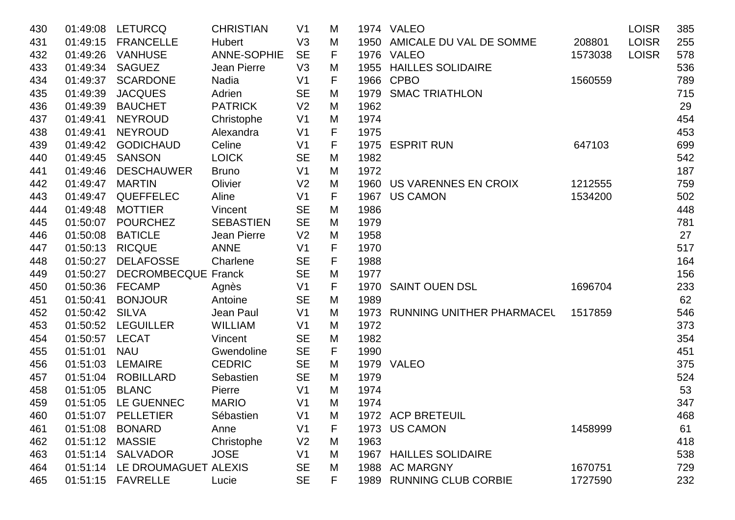| | | | | | | | | | | |
|---|---|---|---|---|---|---|---|---|---|---|
| 430 | 01:49:08 | LETURCQ | CHRISTIAN | V1 | M | 1974 | VALEO | | LOISR | 385 |
| 431 | 01:49:15 | FRANCELLE | Hubert | V3 | M | 1950 | AMICALE DU VAL DE SOMME | 208801 | LOISR | 255 |
| 432 | 01:49:26 | VANHUSE | ANNE-SOPHIE | SE | F | 1976 | VALEO | 1573038 | LOISR | 578 |
| 433 | 01:49:34 | SAGUEZ | Jean Pierre | V3 | M | 1955 | HAILLES SOLIDAIRE | | | 536 |
| 434 | 01:49:37 | SCARDONE | Nadia | V1 | F | 1966 | CPBO | 1560559 | | 789 |
| 435 | 01:49:39 | JACQUES | Adrien | SE | M | 1979 | SMAC TRIATHLON | | | 715 |
| 436 | 01:49:39 | BAUCHET | PATRICK | V2 | M | 1962 | | | | 29 |
| 437 | 01:49:41 | NEYROUD | Christophe | V1 | M | 1974 | | | | 454 |
| 438 | 01:49:41 | NEYROUD | Alexandra | V1 | F | 1975 | | | | 453 |
| 439 | 01:49:42 | GODICHAUD | Celine | V1 | F | 1975 | ESPRIT RUN | 647103 | | 699 |
| 440 | 01:49:45 | SANSON | LOICK | SE | M | 1982 | | | | 542 |
| 441 | 01:49:46 | DESCHAUWER | Bruno | V1 | M | 1972 | | | | 187 |
| 442 | 01:49:47 | MARTIN | Olivier | V2 | M | 1960 | US VARENNES EN CROIX | 1212555 | | 759 |
| 443 | 01:49:47 | QUEFFELEC | Aline | V1 | F | 1967 | US CAMON | 1534200 | | 502 |
| 444 | 01:49:48 | MOTTIER | Vincent | SE | M | 1986 | | | | 448 |
| 445 | 01:50:07 | POURCHEZ | SEBASTIEN | SE | M | 1979 | | | | 781 |
| 446 | 01:50:08 | BATICLE | Jean Pierre | V2 | M | 1958 | | | | 27 |
| 447 | 01:50:13 | RICQUE | ANNE | V1 | F | 1970 | | | | 517 |
| 448 | 01:50:27 | DELAFOSSE | Charlene | SE | F | 1988 | | | | 164 |
| 449 | 01:50:27 | DECROMBECQUE | Franck | SE | M | 1977 | | | | 156 |
| 450 | 01:50:36 | FECAMP | Agnès | V1 | F | 1970 | SAINT OUEN DSL | 1696704 | | 233 |
| 451 | 01:50:41 | BONJOUR | Antoine | SE | M | 1989 | | | | 62 |
| 452 | 01:50:42 | SILVA | Jean Paul | V1 | M | 1973 | RUNNING UNITHER PHARMACEU | 1517859 | | 546 |
| 453 | 01:50:52 | LEGUILLER | WILLIAM | V1 | M | 1972 | | | | 373 |
| 454 | 01:50:57 | LECAT | Vincent | SE | M | 1982 | | | | 354 |
| 455 | 01:51:01 | NAU | Gwendoline | SE | F | 1990 | | | | 451 |
| 456 | 01:51:03 | LEMAIRE | CEDRIC | SE | M | 1979 | VALEO | | | 375 |
| 457 | 01:51:04 | ROBILLARD | Sebastien | SE | M | 1979 | | | | 524 |
| 458 | 01:51:05 | BLANC | Pierre | V1 | M | 1974 | | | | 53 |
| 459 | 01:51:05 | LE GUENNEC | MARIO | V1 | M | 1974 | | | | 347 |
| 460 | 01:51:07 | PELLETIER | Sébastien | V1 | M | 1972 | ACP BRETEUIL | | | 468 |
| 461 | 01:51:08 | BONARD | Anne | V1 | F | 1973 | US CAMON | 1458999 | | 61 |
| 462 | 01:51:12 | MASSIE | Christophe | V2 | M | 1963 | | | | 418 |
| 463 | 01:51:14 | SALVADOR | JOSE | V1 | M | 1967 | HAILLES SOLIDAIRE | | | 538 |
| 464 | 01:51:14 | LE DROUMAGUET | ALEXIS | SE | M | 1988 | AC MARGNY | 1670751 | | 729 |
| 465 | 01:51:15 | FAVRELLE | Lucie | SE | F | 1989 | RUNNING CLUB CORBIE | 1727590 | | 232 |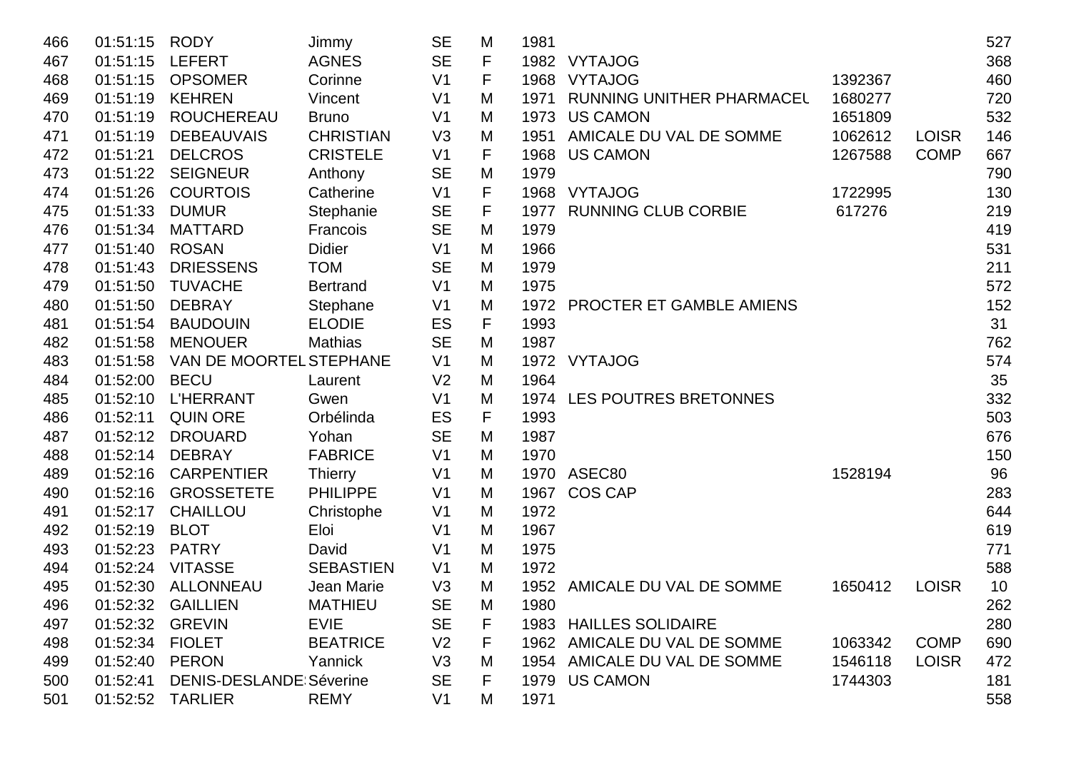| | | | | | | | | | | |
|---|---|---|---|---|---|---|---|---|---|---|
| 466 | 01:51:15 | RODY | Jimmy | SE | M | 1981 | | | | 527 |
| 467 | 01:51:15 | LEFERT | AGNES | SE | F | 1982 | VYTAJOG | | | 368 |
| 468 | 01:51:15 | OPSOMER | Corinne | V1 | F | 1968 | VYTAJOG | 1392367 | | 460 |
| 469 | 01:51:19 | KEHREN | Vincent | V1 | M | 1971 | RUNNING UNITHER PHARMACEL | 1680277 | | 720 |
| 470 | 01:51:19 | ROUCHEREAU | Bruno | V1 | M | 1973 | US CAMON | 1651809 | | 532 |
| 471 | 01:51:19 | DEBEAUVAIS | CHRISTIAN | V3 | M | 1951 | AMICALE DU VAL DE SOMME | 1062612 | LOISR | 146 |
| 472 | 01:51:21 | DELCROS | CRISTELE | V1 | F | 1968 | US CAMON | 1267588 | COMP | 667 |
| 473 | 01:51:22 | SEIGNEUR | Anthony | SE | M | 1979 | | | | 790 |
| 474 | 01:51:26 | COURTOIS | Catherine | V1 | F | 1968 | VYTAJOG | 1722995 | | 130 |
| 475 | 01:51:33 | DUMUR | Stephanie | SE | F | 1977 | RUNNING CLUB CORBIE | 617276 | | 219 |
| 476 | 01:51:34 | MATTARD | Francois | SE | M | 1979 | | | | 419 |
| 477 | 01:51:40 | ROSAN | Didier | V1 | M | 1966 | | | | 531 |
| 478 | 01:51:43 | DRIESSENS | TOM | SE | M | 1979 | | | | 211 |
| 479 | 01:51:50 | TUVACHE | Bertrand | V1 | M | 1975 | | | | 572 |
| 480 | 01:51:50 | DEBRAY | Stephane | V1 | M | 1972 | PROCTER ET GAMBLE AMIENS | | | 152 |
| 481 | 01:51:54 | BAUDOUIN | ELODIE | ES | F | 1993 | | | | 31 |
| 482 | 01:51:58 | MENOUER | Mathias | SE | M | 1987 | | | | 762 |
| 483 | 01:51:58 | VAN DE MOORTEL | STEPHANE | V1 | M | 1972 | VYTAJOG | | | 574 |
| 484 | 01:52:00 | BECU | Laurent | V2 | M | 1964 | | | | 35 |
| 485 | 01:52:10 | L'HERRANT | Gwen | V1 | M | 1974 | LES POUTRES BRETONNES | | | 332 |
| 486 | 01:52:11 | QUIN ORE | Orbélinda | ES | F | 1993 | | | | 503 |
| 487 | 01:52:12 | DROUARD | Yohan | SE | M | 1987 | | | | 676 |
| 488 | 01:52:14 | DEBRAY | FABRICE | V1 | M | 1970 | | | | 150 |
| 489 | 01:52:16 | CARPENTIER | Thierry | V1 | M | 1970 | ASEC80 | 1528194 | | 96 |
| 490 | 01:52:16 | GROSSETETE | PHILIPPE | V1 | M | 1967 | COS CAP | | | 283 |
| 491 | 01:52:17 | CHAILLOU | Christophe | V1 | M | 1972 | | | | 644 |
| 492 | 01:52:19 | BLOT | Eloi | V1 | M | 1967 | | | | 619 |
| 493 | 01:52:23 | PATRY | David | V1 | M | 1975 | | | | 771 |
| 494 | 01:52:24 | VITASSE | SEBASTIEN | V1 | M | 1972 | | | | 588 |
| 495 | 01:52:30 | ALLONNEAU | Jean Marie | V3 | M | 1952 | AMICALE DU VAL DE SOMME | 1650412 | LOISR | 10 |
| 496 | 01:52:32 | GAILLIEN | MATHIEU | SE | M | 1980 | | | | 262 |
| 497 | 01:52:32 | GREVIN | EVIE | SE | F | 1983 | HAILLES SOLIDAIRE | | | 280 |
| 498 | 01:52:34 | FIOLET | BEATRICE | V2 | F | 1962 | AMICALE DU VAL DE SOMME | 1063342 | COMP | 690 |
| 499 | 01:52:40 | PERON | Yannick | V3 | M | 1954 | AMICALE DU VAL DE SOMME | 1546118 | LOISR | 472 |
| 500 | 01:52:41 | DENIS-DESLANDE | Séverine | SE | F | 1979 | US CAMON | 1744303 | | 181 |
| 501 | 01:52:52 | TARLIER | REMY | V1 | M | 1971 | | | | 558 |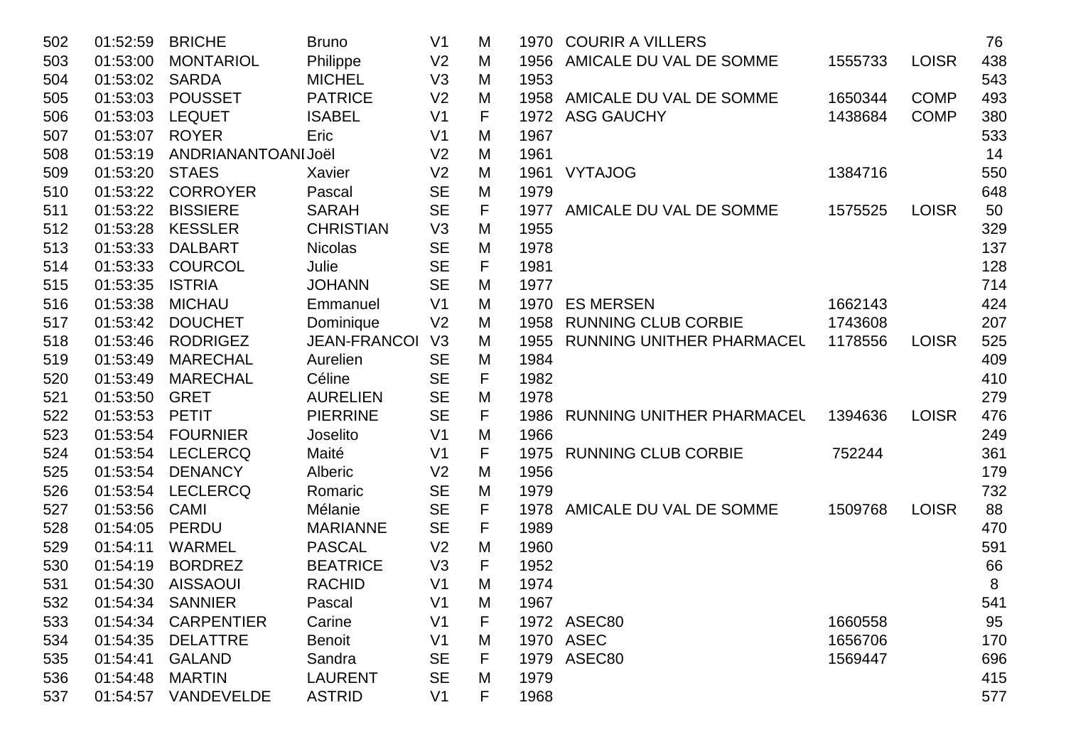| | | | | | | | | | | |
|---|---|---|---|---|---|---|---|---|---|---|
| 502 | 01:52:59 | BRICHE | Bruno | V1 | M | 1970 | COURIR A VILLERS | | | 76 |
| 503 | 01:53:00 | MONTARIOL | Philippe | V2 | M | 1956 | AMICALE DU VAL DE SOMME | 1555733 | LOISR | 438 |
| 504 | 01:53:02 | SARDA | MICHEL | V3 | M | 1953 | | | | 543 |
| 505 | 01:53:03 | POUSSET | PATRICE | V2 | M | 1958 | AMICALE DU VAL DE SOMME | 1650344 | COMP | 493 |
| 506 | 01:53:03 | LEQUET | ISABEL | V1 | F | 1972 | ASG GAUCHY | 1438684 | COMP | 380 |
| 507 | 01:53:07 | ROYER | Eric | V1 | M | 1967 | | | | 533 |
| 508 | 01:53:19 | ANDRIANANTOANI | Joël | V2 | M | 1961 | | | | 14 |
| 509 | 01:53:20 | STAES | Xavier | V2 | M | 1961 | VYTAJOG | 1384716 | | 550 |
| 510 | 01:53:22 | CORROYER | Pascal | SE | M | 1979 | | | | 648 |
| 511 | 01:53:22 | BISSIERE | SARAH | SE | F | 1977 | AMICALE DU VAL DE SOMME | 1575525 | LOISR | 50 |
| 512 | 01:53:28 | KESSLER | CHRISTIAN | V3 | M | 1955 | | | | 329 |
| 513 | 01:53:33 | DALBART | Nicolas | SE | M | 1978 | | | | 137 |
| 514 | 01:53:33 | COURCOL | Julie | SE | F | 1981 | | | | 128 |
| 515 | 01:53:35 | ISTRIA | JOHANN | SE | M | 1977 | | | | 714 |
| 516 | 01:53:38 | MICHAU | Emmanuel | V1 | M | 1970 | ES MERSEN | 1662143 | | 424 |
| 517 | 01:53:42 | DOUCHET | Dominique | V2 | M | 1958 | RUNNING CLUB CORBIE | 1743608 | | 207 |
| 518 | 01:53:46 | RODRIGEZ | JEAN-FRANCOI | V3 | M | 1955 | RUNNING UNITHER PHARMACEU | 1178556 | LOISR | 525 |
| 519 | 01:53:49 | MARECHAL | Aurelien | SE | M | 1984 | | | | 409 |
| 520 | 01:53:49 | MARECHAL | Céline | SE | F | 1982 | | | | 410 |
| 521 | 01:53:50 | GRET | AURELIEN | SE | M | 1978 | | | | 279 |
| 522 | 01:53:53 | PETIT | PIERRINE | SE | F | 1986 | RUNNING UNITHER PHARMACEU | 1394636 | LOISR | 476 |
| 523 | 01:53:54 | FOURNIER | Joselito | V1 | M | 1966 | | | | 249 |
| 524 | 01:53:54 | LECLERCQ | Maité | V1 | F | 1975 | RUNNING CLUB CORBIE | 752244 | | 361 |
| 525 | 01:53:54 | DENANCY | Alberic | V2 | M | 1956 | | | | 179 |
| 526 | 01:53:54 | LECLERCQ | Romaric | SE | M | 1979 | | | | 732 |
| 527 | 01:53:56 | CAMI | Mélanie | SE | F | 1978 | AMICALE DU VAL DE SOMME | 1509768 | LOISR | 88 |
| 528 | 01:54:05 | PERDU | MARIANNE | SE | F | 1989 | | | | 470 |
| 529 | 01:54:11 | WARMEL | PASCAL | V2 | M | 1960 | | | | 591 |
| 530 | 01:54:19 | BORDREZ | BEATRICE | V3 | F | 1952 | | | | 66 |
| 531 | 01:54:30 | AISSAOUI | RACHID | V1 | M | 1974 | | | | 8 |
| 532 | 01:54:34 | SANNIER | Pascal | V1 | M | 1967 | | | | 541 |
| 533 | 01:54:34 | CARPENTIER | Carine | V1 | F | 1972 | ASEC80 | 1660558 | | 95 |
| 534 | 01:54:35 | DELATTRE | Benoit | V1 | M | 1970 | ASEC | 1656706 | | 170 |
| 535 | 01:54:41 | GALAND | Sandra | SE | F | 1979 | ASEC80 | 1569447 | | 696 |
| 536 | 01:54:48 | MARTIN | LAURENT | SE | M | 1979 | | | | 415 |
| 537 | 01:54:57 | VANDEVELDE | ASTRID | V1 | F | 1968 | | | | 577 |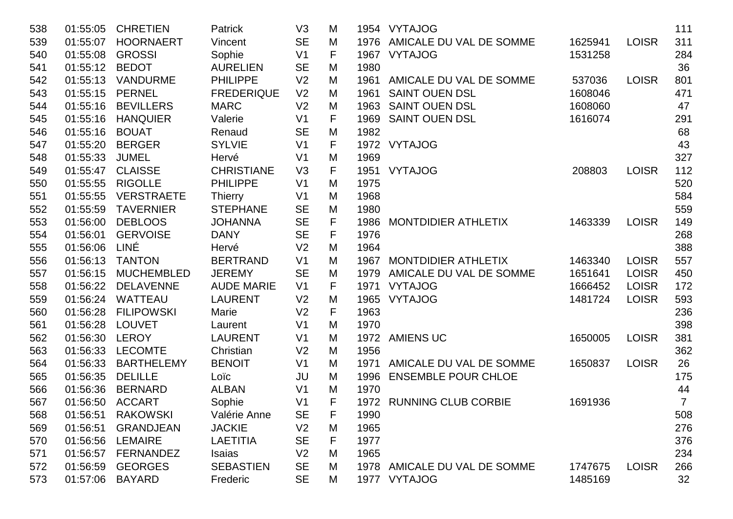| 538 | 01:55:05 | CHRETIEN | Patrick | V3 | M | 1954 | VYTAJOG | | | 111 |
|---|---|---|---|---|---|---|---|---|---|---|
| 539 | 01:55:07 | HOORNAERT | Vincent | SE | M | 1976 | AMICALE DU VAL DE SOMME | 1625941 | LOISR | 311 |
| 540 | 01:55:08 | GROSSI | Sophie | V1 | F | 1967 | VYTAJOG | 1531258 | | 284 |
| 541 | 01:55:12 | BEDOT | AURELIEN | SE | M | 1980 | | | | 36 |
| 542 | 01:55:13 | VANDURME | PHILIPPE | V2 | M | 1961 | AMICALE DU VAL DE SOMME | 537036 | LOISR | 801 |
| 543 | 01:55:15 | PERNEL | FREDERIQUE | V2 | M | 1961 | SAINT OUEN DSL | 1608046 | | 471 |
| 544 | 01:55:16 | BEVILLERS | MARC | V2 | M | 1963 | SAINT OUEN DSL | 1608060 | | 47 |
| 545 | 01:55:16 | HANQUIER | Valerie | V1 | F | 1969 | SAINT OUEN DSL | 1616074 | | 291 |
| 546 | 01:55:16 | BOUAT | Renaud | SE | M | 1982 | | | | 68 |
| 547 | 01:55:20 | BERGER | SYLVIE | V1 | F | 1972 | VYTAJOG | | | 43 |
| 548 | 01:55:33 | JUMEL | Hervé | V1 | M | 1969 | | | | 327 |
| 549 | 01:55:47 | CLAISSE | CHRISTIANE | V3 | F | 1951 | VYTAJOG | 208803 | LOISR | 112 |
| 550 | 01:55:55 | RIGOLLE | PHILIPPE | V1 | M | 1975 | | | | 520 |
| 551 | 01:55:55 | VERSTRAETE | Thierry | V1 | M | 1968 | | | | 584 |
| 552 | 01:55:59 | TAVERNIER | STEPHANE | SE | M | 1980 | | | | 559 |
| 553 | 01:56:00 | DEBLOOS | JOHANNA | SE | F | 1986 | MONTDIDIER ATHLETIX | 1463339 | LOISR | 149 |
| 554 | 01:56:01 | GERVOISE | DANY | SE | F | 1976 | | | | 268 |
| 555 | 01:56:06 | LINÉ | Hervé | V2 | M | 1964 | | | | 388 |
| 556 | 01:56:13 | TANTON | BERTRAND | V1 | M | 1967 | MONTDIDIER ATHLETIX | 1463340 | LOISR | 557 |
| 557 | 01:56:15 | MUCHEMBLED | JEREMY | SE | M | 1979 | AMICALE DU VAL DE SOMME | 1651641 | LOISR | 450 |
| 558 | 01:56:22 | DELAVENNE | AUDE MARIE | V1 | F | 1971 | VYTAJOG | 1666452 | LOISR | 172 |
| 559 | 01:56:24 | WATTEAU | LAURENT | V2 | M | 1965 | VYTAJOG | 1481724 | LOISR | 593 |
| 560 | 01:56:28 | FILIPOWSKI | Marie | V2 | F | 1963 | | | | 236 |
| 561 | 01:56:28 | LOUVET | Laurent | V1 | M | 1970 | | | | 398 |
| 562 | 01:56:30 | LEROY | LAURENT | V1 | M | 1972 | AMIENS UC | 1650005 | LOISR | 381 |
| 563 | 01:56:33 | LECOMTE | Christian | V2 | M | 1956 | | | | 362 |
| 564 | 01:56:33 | BARTHELEMY | BENOIT | V1 | M | 1971 | AMICALE DU VAL DE SOMME | 1650837 | LOISR | 26 |
| 565 | 01:56:35 | DELILLE | Loïc | JU | M | 1996 | ENSEMBLE POUR CHLOE | | | 175 |
| 566 | 01:56:36 | BERNARD | ALBAN | V1 | M | 1970 | | | | 44 |
| 567 | 01:56:50 | ACCART | Sophie | V1 | F | 1972 | RUNNING CLUB CORBIE | 1691936 | | 7 |
| 568 | 01:56:51 | RAKOWSKI | Valérie Anne | SE | F | 1990 | | | | 508 |
| 569 | 01:56:51 | GRANDJEAN | JACKIE | V2 | M | 1965 | | | | 276 |
| 570 | 01:56:56 | LEMAIRE | LAETITIA | SE | F | 1977 | | | | 376 |
| 571 | 01:56:57 | FERNANDEZ | Isaias | V2 | M | 1965 | | | | 234 |
| 572 | 01:56:59 | GEORGES | SEBASTIEN | SE | M | 1978 | AMICALE DU VAL DE SOMME | 1747675 | LOISR | 266 |
| 573 | 01:57:06 | BAYARD | Frederic | SE | M | 1977 | VYTAJOG | 1485169 | | 32 |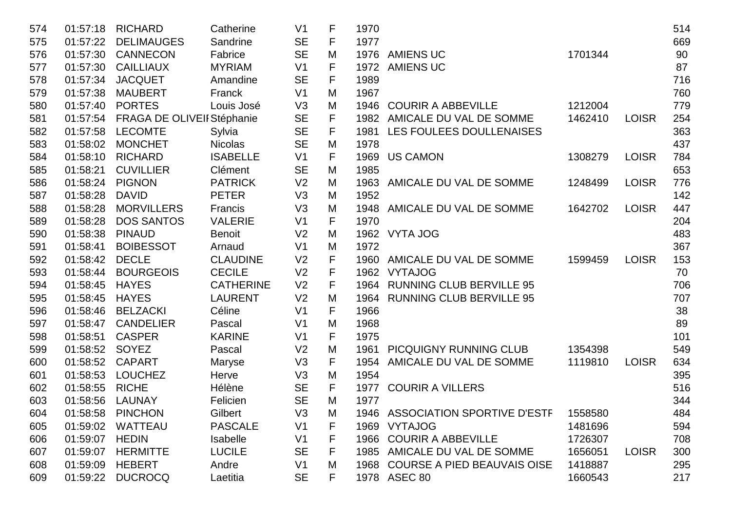| | | | | | | | | | | |
|---|---|---|---|---|---|---|---|---|---|---|
| 574 | 01:57:18 | RICHARD | Catherine | V1 | F | 1970 | | | | 514 |
| 575 | 01:57:22 | DELIMAUGES | Sandrine | SE | F | 1977 | | | | 669 |
| 576 | 01:57:30 | CANNECON | Fabrice | SE | M | 1976 | AMIENS UC | 1701344 | | 90 |
| 577 | 01:57:30 | CAILLIAUX | MYRIAM | V1 | F | 1972 | AMIENS UC | | | 87 |
| 578 | 01:57:34 | JACQUET | Amandine | SE | F | 1989 | | | | 716 |
| 579 | 01:57:38 | MAUBERT | Franck | V1 | M | 1967 | | | | 760 |
| 580 | 01:57:40 | PORTES | Louis José | V3 | M | 1946 | COURIR A ABBEVILLE | 1212004 | | 779 |
| 581 | 01:57:54 | FRAGA DE OLIVEII | Stéphanie | SE | F | 1982 | AMICALE DU VAL DE SOMME | 1462410 | LOISR | 254 |
| 582 | 01:57:58 | LECOMTE | Sylvia | SE | F | 1981 | LES FOULEES DOULLENAISES | | | 363 |
| 583 | 01:58:02 | MONCHET | Nicolas | SE | M | 1978 | | | | 437 |
| 584 | 01:58:10 | RICHARD | ISABELLE | V1 | F | 1969 | US CAMON | 1308279 | LOISR | 784 |
| 585 | 01:58:21 | CUVILLIER | Clément | SE | M | 1985 | | | | 653 |
| 586 | 01:58:24 | PIGNON | PATRICK | V2 | M | 1963 | AMICALE DU VAL DE SOMME | 1248499 | LOISR | 776 |
| 587 | 01:58:28 | DAVID | PETER | V3 | M | 1952 | | | | 142 |
| 588 | 01:58:28 | MORVILLERS | Francis | V3 | M | 1948 | AMICALE DU VAL DE SOMME | 1642702 | LOISR | 447 |
| 589 | 01:58:28 | DOS SANTOS | VALERIE | V1 | F | 1970 | | | | 204 |
| 590 | 01:58:38 | PINAUD | Benoit | V2 | M | 1962 | VYTA JOG | | | 483 |
| 591 | 01:58:41 | BOIBESSOT | Arnaud | V1 | M | 1972 | | | | 367 |
| 592 | 01:58:42 | DECLE | CLAUDINE | V2 | F | 1960 | AMICALE DU VAL DE SOMME | 1599459 | LOISR | 153 |
| 593 | 01:58:44 | BOURGEOIS | CECILE | V2 | F | 1962 | VYTAJOG | | | 70 |
| 594 | 01:58:45 | HAYES | CATHERINE | V2 | F | 1964 | RUNNING CLUB BERVILLE 95 | | | 706 |
| 595 | 01:58:45 | HAYES | LAURENT | V2 | M | 1964 | RUNNING CLUB BERVILLE 95 | | | 707 |
| 596 | 01:58:46 | BELZACKI | Céline | V1 | F | 1966 | | | | 38 |
| 597 | 01:58:47 | CANDELIER | Pascal | V1 | M | 1968 | | | | 89 |
| 598 | 01:58:51 | CASPER | KARINE | V1 | F | 1975 | | | | 101 |
| 599 | 01:58:52 | SOYEZ | Pascal | V2 | M | 1961 | PICQUIGNY RUNNING CLUB | 1354398 | | 549 |
| 600 | 01:58:52 | CAPART | Maryse | V3 | F | 1954 | AMICALE DU VAL DE SOMME | 1119810 | LOISR | 634 |
| 601 | 01:58:53 | LOUCHEZ | Herve | V3 | M | 1954 | | | | 395 |
| 602 | 01:58:55 | RICHE | Hélène | SE | F | 1977 | COURIR A VILLERS | | | 516 |
| 603 | 01:58:56 | LAUNAY | Felicien | SE | M | 1977 | | | | 344 |
| 604 | 01:58:58 | PINCHON | Gilbert | V3 | M | 1946 | ASSOCIATION SPORTIVE D'ESTF | 1558580 | | 484 |
| 605 | 01:59:02 | WATTEAU | PASCALE | V1 | F | 1969 | VYTAJOG | 1481696 | | 594 |
| 606 | 01:59:07 | HEDIN | Isabelle | V1 | F | 1966 | COURIR A ABBEVILLE | 1726307 | | 708 |
| 607 | 01:59:07 | HERMITTE | LUCILE | SE | F | 1985 | AMICALE DU VAL DE SOMME | 1656051 | LOISR | 300 |
| 608 | 01:59:09 | HEBERT | Andre | V1 | M | 1968 | COURSE A PIED BEAUVAIS OISE | 1418887 | | 295 |
| 609 | 01:59:22 | DUCROCQ | Laetitia | SE | F | 1978 | ASEC 80 | 1660543 | | 217 |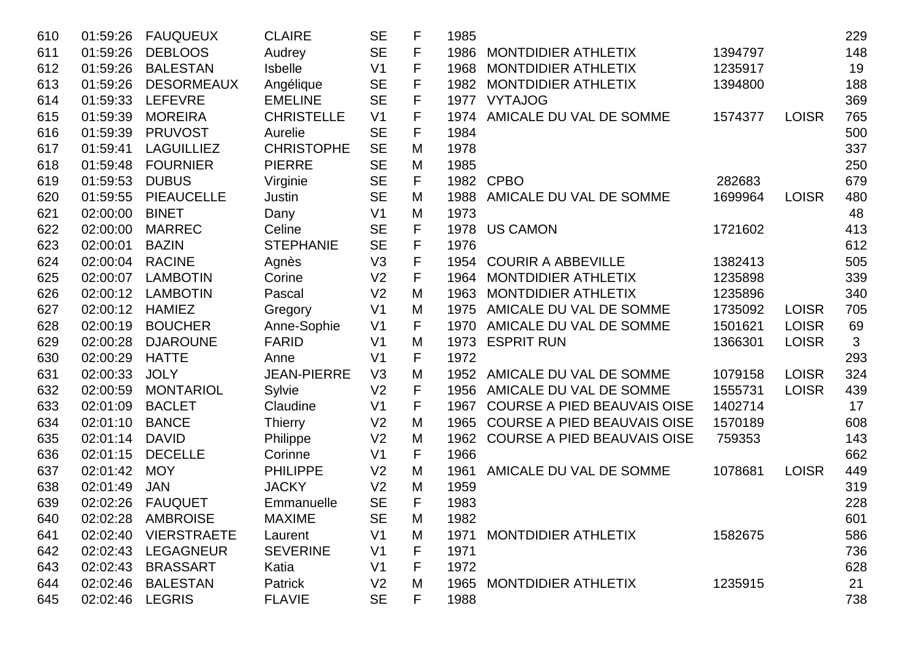| | | | | | | | | | | |
|---|---|---|---|---|---|---|---|---|---|---|
| 610 | 01:59:26 | FAUQUEUX | CLAIRE | SE | F | 1985 | | | | 229 |
| 611 | 01:59:26 | DEBLOOS | Audrey | SE | F | 1986 | MONTDIDIER ATHLETIX | 1394797 | | 148 |
| 612 | 01:59:26 | BALESTAN | Isbelle | V1 | F | 1968 | MONTDIDIER ATHLETIX | 1235917 | | 19 |
| 613 | 01:59:26 | DESORMEAUX | Angélique | SE | F | 1982 | MONTDIDIER ATHLETIX | 1394800 | | 188 |
| 614 | 01:59:33 | LEFEVRE | EMELINE | SE | F | 1977 | VYTAJOG | | | 369 |
| 615 | 01:59:39 | MOREIRA | CHRISTELLE | V1 | F | 1974 | AMICALE DU VAL DE SOMME | 1574377 | LOISR | 765 |
| 616 | 01:59:39 | PRUVOST | Aurelie | SE | F | 1984 | | | | 500 |
| 617 | 01:59:41 | LAGUILLIEZ | CHRISTOPHE | SE | M | 1978 | | | | 337 |
| 618 | 01:59:48 | FOURNIER | PIERRE | SE | M | 1985 | | | | 250 |
| 619 | 01:59:53 | DUBUS | Virginie | SE | F | 1982 | CPBO | 282683 | | 679 |
| 620 | 01:59:55 | PIEAUCELLE | Justin | SE | M | 1988 | AMICALE DU VAL DE SOMME | 1699964 | LOISR | 480 |
| 621 | 02:00:00 | BINET | Dany | V1 | M | 1973 | | | | 48 |
| 622 | 02:00:00 | MARREC | Celine | SE | F | 1978 | US CAMON | 1721602 | | 413 |
| 623 | 02:00:01 | BAZIN | STEPHANIE | SE | F | 1976 | | | | 612 |
| 624 | 02:00:04 | RACINE | Agnès | V3 | F | 1954 | COURIR A ABBEVILLE | 1382413 | | 505 |
| 625 | 02:00:07 | LAMBOTIN | Corine | V2 | F | 1964 | MONTDIDIER ATHLETIX | 1235898 | | 339 |
| 626 | 02:00:12 | LAMBOTIN | Pascal | V2 | M | 1963 | MONTDIDIER ATHLETIX | 1235896 | | 340 |
| 627 | 02:00:12 | HAMIEZ | Gregory | V1 | M | 1975 | AMICALE DU VAL DE SOMME | 1735092 | LOISR | 705 |
| 628 | 02:00:19 | BOUCHER | Anne-Sophie | V1 | F | 1970 | AMICALE DU VAL DE SOMME | 1501621 | LOISR | 69 |
| 629 | 02:00:28 | DJAROUNE | FARID | V1 | M | 1973 | ESPRIT RUN | 1366301 | LOISR | 3 |
| 630 | 02:00:29 | HATTE | Anne | V1 | F | 1972 | | | | 293 |
| 631 | 02:00:33 | JOLY | JEAN-PIERRE | V3 | M | 1952 | AMICALE DU VAL DE SOMME | 1079158 | LOISR | 324 |
| 632 | 02:00:59 | MONTARIOL | Sylvie | V2 | F | 1956 | AMICALE DU VAL DE SOMME | 1555731 | LOISR | 439 |
| 633 | 02:01:09 | BACLET | Claudine | V1 | F | 1967 | COURSE A PIED BEAUVAIS OISE | 1402714 | | 17 |
| 634 | 02:01:10 | BANCE | Thierry | V2 | M | 1965 | COURSE A PIED BEAUVAIS OISE | 1570189 | | 608 |
| 635 | 02:01:14 | DAVID | Philippe | V2 | M | 1962 | COURSE A PIED BEAUVAIS OISE | 759353 | | 143 |
| 636 | 02:01:15 | DECELLE | Corinne | V1 | F | 1966 | | | | 662 |
| 637 | 02:01:42 | MOY | PHILIPPE | V2 | M | 1961 | AMICALE DU VAL DE SOMME | 1078681 | LOISR | 449 |
| 638 | 02:01:49 | JAN | JACKY | V2 | M | 1959 | | | | 319 |
| 639 | 02:02:26 | FAUQUET | Emmanuelle | SE | F | 1983 | | | | 228 |
| 640 | 02:02:28 | AMBROISE | MAXIME | SE | M | 1982 | | | | 601 |
| 641 | 02:02:40 | VIERSTRAETE | Laurent | V1 | M | 1971 | MONTDIDIER ATHLETIX | 1582675 | | 586 |
| 642 | 02:02:43 | LEGAGNEUR | SEVERINE | V1 | F | 1971 | | | | 736 |
| 643 | 02:02:43 | BRASSART | Katia | V1 | F | 1972 | | | | 628 |
| 644 | 02:02:46 | BALESTAN | Patrick | V2 | M | 1965 | MONTDIDIER ATHLETIX | 1235915 | | 21 |
| 645 | 02:02:46 | LEGRIS | FLAVIE | SE | F | 1988 | | | | 738 |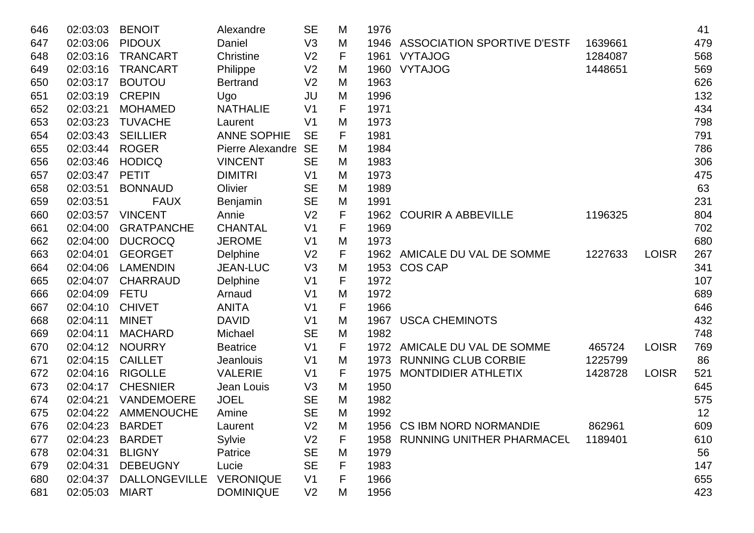| | | | | | | | | | | |
|---|---|---|---|---|---|---|---|---|---|---|
| 646 | 02:03:03 | BENOIT | Alexandre | SE | M | 1976 | | | | 41 |
| 647 | 02:03:06 | PIDOUX | Daniel | V3 | M | 1946 | ASSOCIATION SPORTIVE D'ESTF | 1639661 | | 479 |
| 648 | 02:03:16 | TRANCART | Christine | V2 | F | 1961 | VYTAJOG | 1284087 | | 568 |
| 649 | 02:03:16 | TRANCART | Philippe | V2 | M | 1960 | VYTAJOG | 1448651 | | 569 |
| 650 | 02:03:17 | BOUTOU | Bertrand | V2 | M | 1963 | | | | 626 |
| 651 | 02:03:19 | CREPIN | Ugo | JU | M | 1996 | | | | 132 |
| 652 | 02:03:21 | MOHAMED | NATHALIE | V1 | F | 1971 | | | | 434 |
| 653 | 02:03:23 | TUVACHE | Laurent | V1 | M | 1973 | | | | 798 |
| 654 | 02:03:43 | SEILLIER | ANNE SOPHIE | SE | F | 1981 | | | | 791 |
| 655 | 02:03:44 | ROGER | Pierre Alexandre | SE | M | 1984 | | | | 786 |
| 656 | 02:03:46 | HODICQ | VINCENT | SE | M | 1983 | | | | 306 |
| 657 | 02:03:47 | PETIT | DIMITRI | V1 | M | 1973 | | | | 475 |
| 658 | 02:03:51 | BONNAUD | Olivier | SE | M | 1989 | | | | 63 |
| 659 | 02:03:51 | FAUX | Benjamin | SE | M | 1991 | | | | 231 |
| 660 | 02:03:57 | VINCENT | Annie | V2 | F | 1962 | COURIR A ABBEVILLE | 1196325 | | 804 |
| 661 | 02:04:00 | GRATPANCHE | CHANTAL | V1 | F | 1969 | | | | 702 |
| 662 | 02:04:00 | DUCROCQ | JEROME | V1 | M | 1973 | | | | 680 |
| 663 | 02:04:01 | GEORGET | Delphine | V2 | F | 1962 | AMICALE DU VAL DE SOMME | 1227633 | LOISR | 267 |
| 664 | 02:04:06 | LAMENDIN | JEAN-LUC | V3 | M | 1953 | COS CAP | | | 341 |
| 665 | 02:04:07 | CHARRAUD | Delphine | V1 | F | 1972 | | | | 107 |
| 666 | 02:04:09 | FETU | Arnaud | V1 | M | 1972 | | | | 689 |
| 667 | 02:04:10 | CHIVET | ANITA | V1 | F | 1966 | | | | 646 |
| 668 | 02:04:11 | MINET | DAVID | V1 | M | 1967 | USCA CHEMINOTS | | | 432 |
| 669 | 02:04:11 | MACHARD | Michael | SE | M | 1982 | | | | 748 |
| 670 | 02:04:12 | NOURRY | Beatrice | V1 | F | 1972 | AMICALE DU VAL DE SOMME | 465724 | LOISR | 769 |
| 671 | 02:04:15 | CAILLET | Jeanlouis | V1 | M | 1973 | RUNNING CLUB CORBIE | 1225799 | | 86 |
| 672 | 02:04:16 | RIGOLLE | VALERIE | V1 | F | 1975 | MONTDIDIER ATHLETIX | 1428728 | LOISR | 521 |
| 673 | 02:04:17 | CHESNIER | Jean Louis | V3 | M | 1950 | | | | 645 |
| 674 | 02:04:21 | VANDEMOERE | JOEL | SE | M | 1982 | | | | 575 |
| 675 | 02:04:22 | AMMENOUCHE | Amine | SE | M | 1992 | | | | 12 |
| 676 | 02:04:23 | BARDET | Laurent | V2 | M | 1956 | CS IBM NORD NORMANDIE | 862961 | | 609 |
| 677 | 02:04:23 | BARDET | Sylvie | V2 | F | 1958 | RUNNING UNITHER PHARMACEU | 1189401 | | 610 |
| 678 | 02:04:31 | BLIGNY | Patrice | SE | M | 1979 | | | | 56 |
| 679 | 02:04:31 | DEBEUGNY | Lucie | SE | F | 1983 | | | | 147 |
| 680 | 02:04:37 | DALLONGEVILLE | VERONIQUE | V1 | F | 1966 | | | | 655 |
| 681 | 02:05:03 | MIART | DOMINIQUE | V2 | M | 1956 | | | | 423 |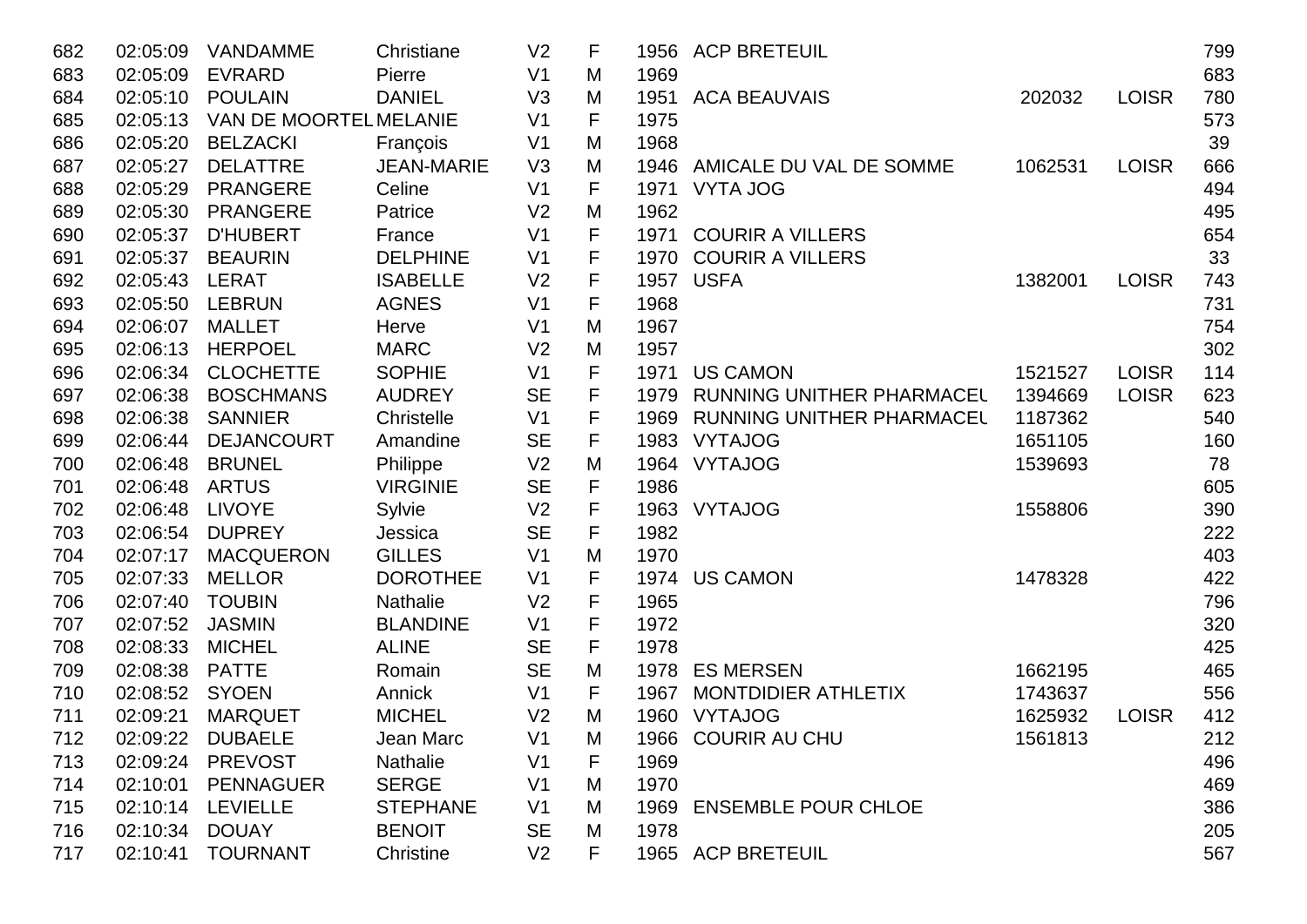| | | | | | | | | | | |
|---|---|---|---|---|---|---|---|---|---|---|
| 682 | 02:05:09 | VANDAMME | Christiane | V2 | F | 1956 | ACP BRETEUIL | | | 799 |
| 683 | 02:05:09 | EVRARD | Pierre | V1 | M | 1969 | | | | 683 |
| 684 | 02:05:10 | POULAIN | DANIEL | V3 | M | 1951 | ACA BEAUVAIS | 202032 | LOISR | 780 |
| 685 | 02:05:13 | VAN DE MOORTEL | MELANIE | V1 | F | 1975 | | | | 573 |
| 686 | 02:05:20 | BELZACKI | François | V1 | M | 1968 | | | | 39 |
| 687 | 02:05:27 | DELATTRE | JEAN-MARIE | V3 | M | 1946 | AMICALE DU VAL DE SOMME | 1062531 | LOISR | 666 |
| 688 | 02:05:29 | PRANGERE | Celine | V1 | F | 1971 | VYTA JOG | | | 494 |
| 689 | 02:05:30 | PRANGERE | Patrice | V2 | M | 1962 | | | | 495 |
| 690 | 02:05:37 | D'HUBERT | France | V1 | F | 1971 | COURIR A VILLERS | | | 654 |
| 691 | 02:05:37 | BEAURIN | DELPHINE | V1 | F | 1970 | COURIR A VILLERS | | | 33 |
| 692 | 02:05:43 | LERAT | ISABELLE | V2 | F | 1957 | USFA | 1382001 | LOISR | 743 |
| 693 | 02:05:50 | LEBRUN | AGNES | V1 | F | 1968 | | | | 731 |
| 694 | 02:06:07 | MALLET | Herve | V1 | M | 1967 | | | | 754 |
| 695 | 02:06:13 | HERPOEL | MARC | V2 | M | 1957 | | | | 302 |
| 696 | 02:06:34 | CLOCHETTE | SOPHIE | V1 | F | 1971 | US CAMON | 1521527 | LOISR | 114 |
| 697 | 02:06:38 | BOSCHMANS | AUDREY | SE | F | 1979 | RUNNING UNITHER PHARMACEL | 1394669 | LOISR | 623 |
| 698 | 02:06:38 | SANNIER | Christelle | V1 | F | 1969 | RUNNING UNITHER PHARMACEL | 1187362 | | 540 |
| 699 | 02:06:44 | DEJANCOURT | Amandine | SE | F | 1983 | VYTAJOG | 1651105 | | 160 |
| 700 | 02:06:48 | BRUNEL | Philippe | V2 | M | 1964 | VYTAJOG | 1539693 | | 78 |
| 701 | 02:06:48 | ARTUS | VIRGINIE | SE | F | 1986 | | | | 605 |
| 702 | 02:06:48 | LIVOYE | Sylvie | V2 | F | 1963 | VYTAJOG | 1558806 | | 390 |
| 703 | 02:06:54 | DUPREY | Jessica | SE | F | 1982 | | | | 222 |
| 704 | 02:07:17 | MACQUERON | GILLES | V1 | M | 1970 | | | | 403 |
| 705 | 02:07:33 | MELLOR | DOROTHEE | V1 | F | 1974 | US CAMON | 1478328 | | 422 |
| 706 | 02:07:40 | TOUBIN | Nathalie | V2 | F | 1965 | | | | 796 |
| 707 | 02:07:52 | JASMIN | BLANDINE | V1 | F | 1972 | | | | 320 |
| 708 | 02:08:33 | MICHEL | ALINE | SE | F | 1978 | | | | 425 |
| 709 | 02:08:38 | PATTE | Romain | SE | M | 1978 | ES MERSEN | 1662195 | | 465 |
| 710 | 02:08:52 | SYOEN | Annick | V1 | F | 1967 | MONTDIDIER ATHLETIX | 1743637 | | 556 |
| 711 | 02:09:21 | MARQUET | MICHEL | V2 | M | 1960 | VYTAJOG | 1625932 | LOISR | 412 |
| 712 | 02:09:22 | DUBAELE | Jean Marc | V1 | M | 1966 | COURIR AU CHU | 1561813 | | 212 |
| 713 | 02:09:24 | PREVOST | Nathalie | V1 | F | 1969 | | | | 496 |
| 714 | 02:10:01 | PENNAGUER | SERGE | V1 | M | 1970 | | | | 469 |
| 715 | 02:10:14 | LEVIELLE | STEPHANE | V1 | M | 1969 | ENSEMBLE POUR CHLOE | | | 386 |
| 716 | 02:10:34 | DOUAY | BENOIT | SE | M | 1978 | | | | 205 |
| 717 | 02:10:41 | TOURNANT | Christine | V2 | F | 1965 | ACP BRETEUIL | | | 567 |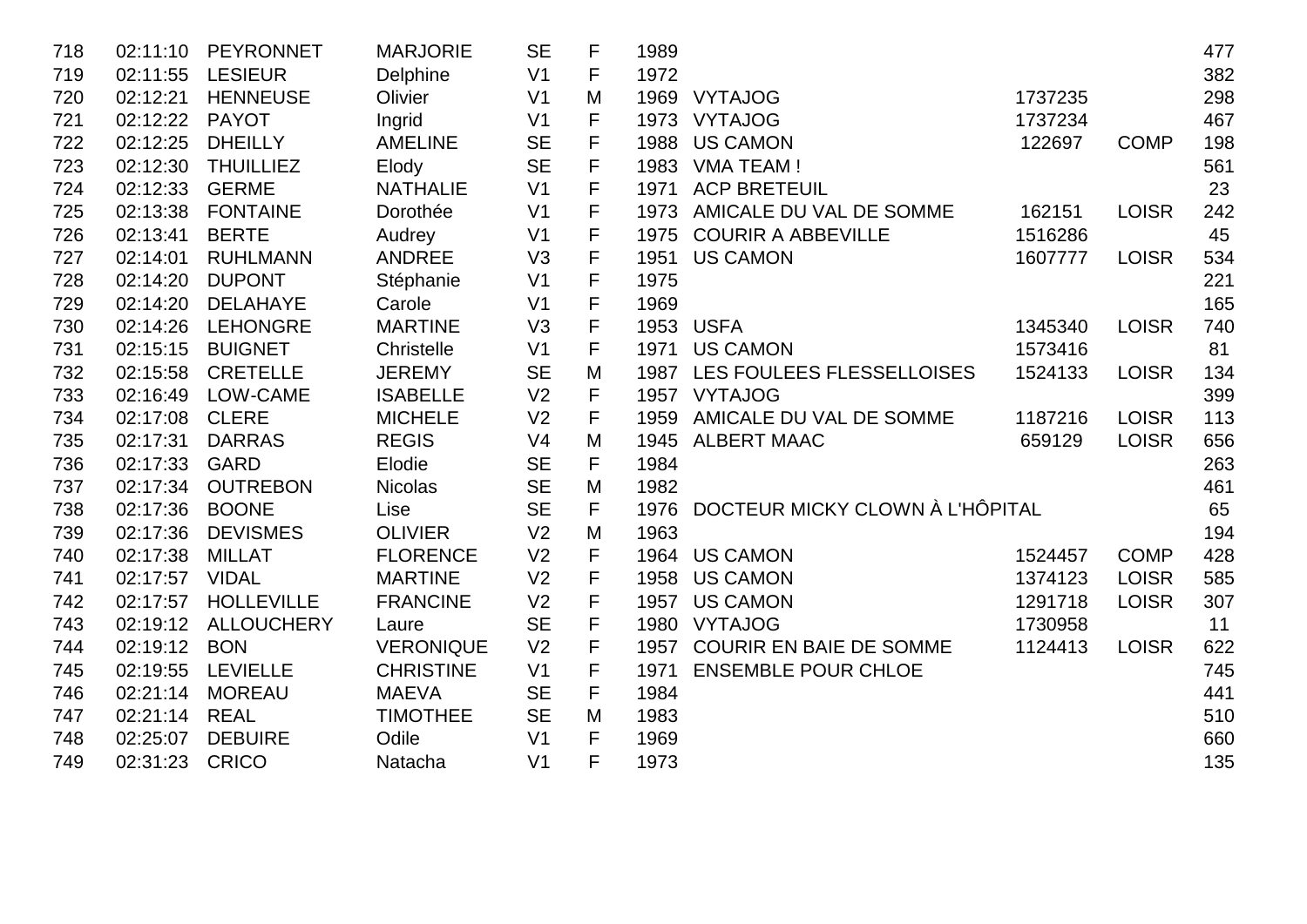| | | | | | | | | | | |
|---|---|---|---|---|---|---|---|---|---|---|
| 718 | 02:11:10 | PEYRONNET | MARJORIE | SE | F | 1989 | | | | 477 |
| 719 | 02:11:55 | LESIEUR | Delphine | V1 | F | 1972 | | | | 382 |
| 720 | 02:12:21 | HENNEUSE | Olivier | V1 | M | 1969 | VYTAJOG | 1737235 | | 298 |
| 721 | 02:12:22 | PAYOT | Ingrid | V1 | F | 1973 | VYTAJOG | 1737234 | | 467 |
| 722 | 02:12:25 | DHEILLY | AMELINE | SE | F | 1988 | US CAMON | 122697 | COMP | 198 |
| 723 | 02:12:30 | THUILLIEZ | Elody | SE | F | 1983 | VMA TEAM ! | | | 561 |
| 724 | 02:12:33 | GERME | NATHALIE | V1 | F | 1971 | ACP BRETEUIL | | | 23 |
| 725 | 02:13:38 | FONTAINE | Dorothée | V1 | F | 1973 | AMICALE DU VAL DE SOMME | 162151 | LOISR | 242 |
| 726 | 02:13:41 | BERTE | Audrey | V1 | F | 1975 | COURIR A ABBEVILLE | 1516286 | | 45 |
| 727 | 02:14:01 | RUHLMANN | ANDREE | V3 | F | 1951 | US CAMON | 1607777 | LOISR | 534 |
| 728 | 02:14:20 | DUPONT | Stéphanie | V1 | F | 1975 | | | | 221 |
| 729 | 02:14:20 | DELAHAYE | Carole | V1 | F | 1969 | | | | 165 |
| 730 | 02:14:26 | LEHONGRE | MARTINE | V3 | F | 1953 | USFA | 1345340 | LOISR | 740 |
| 731 | 02:15:15 | BUIGNET | Christelle | V1 | F | 1971 | US CAMON | 1573416 | | 81 |
| 732 | 02:15:58 | CRETELLE | JEREMY | SE | M | 1987 | LES FOULEES FLESSELLOISES | 1524133 | LOISR | 134 |
| 733 | 02:16:49 | LOW-CAME | ISABELLE | V2 | F | 1957 | VYTAJOG | | | 399 |
| 734 | 02:17:08 | CLERE | MICHELE | V2 | F | 1959 | AMICALE DU VAL DE SOMME | 1187216 | LOISR | 113 |
| 735 | 02:17:31 | DARRAS | REGIS | V4 | M | 1945 | ALBERT MAAC | 659129 | LOISR | 656 |
| 736 | 02:17:33 | GARD | Elodie | SE | F | 1984 | | | | 263 |
| 737 | 02:17:34 | OUTREBON | Nicolas | SE | M | 1982 | | | | 461 |
| 738 | 02:17:36 | BOONE | Lise | SE | F | 1976 | DOCTEUR MICKY CLOWN À L'HÔPITAL | | | 65 |
| 739 | 02:17:36 | DEVISMES | OLIVIER | V2 | M | 1963 | | | | 194 |
| 740 | 02:17:38 | MILLAT | FLORENCE | V2 | F | 1964 | US CAMON | 1524457 | COMP | 428 |
| 741 | 02:17:57 | VIDAL | MARTINE | V2 | F | 1958 | US CAMON | 1374123 | LOISR | 585 |
| 742 | 02:17:57 | HOLLEVILLE | FRANCINE | V2 | F | 1957 | US CAMON | 1291718 | LOISR | 307 |
| 743 | 02:19:12 | ALLOUCHERY | Laure | SE | F | 1980 | VYTAJOG | 1730958 | | 11 |
| 744 | 02:19:12 | BON | VERONIQUE | V2 | F | 1957 | COURIR EN BAIE DE SOMME | 1124413 | LOISR | 622 |
| 745 | 02:19:55 | LEVIELLE | CHRISTINE | V1 | F | 1971 | ENSEMBLE POUR CHLOE | | | 745 |
| 746 | 02:21:14 | MOREAU | MAEVA | SE | F | 1984 | | | | 441 |
| 747 | 02:21:14 | REAL | TIMOTHEE | SE | M | 1983 | | | | 510 |
| 748 | 02:25:07 | DEBUIRE | Odile | V1 | F | 1969 | | | | 660 |
| 749 | 02:31:23 | CRICO | Natacha | V1 | F | 1973 | | | | 135 |